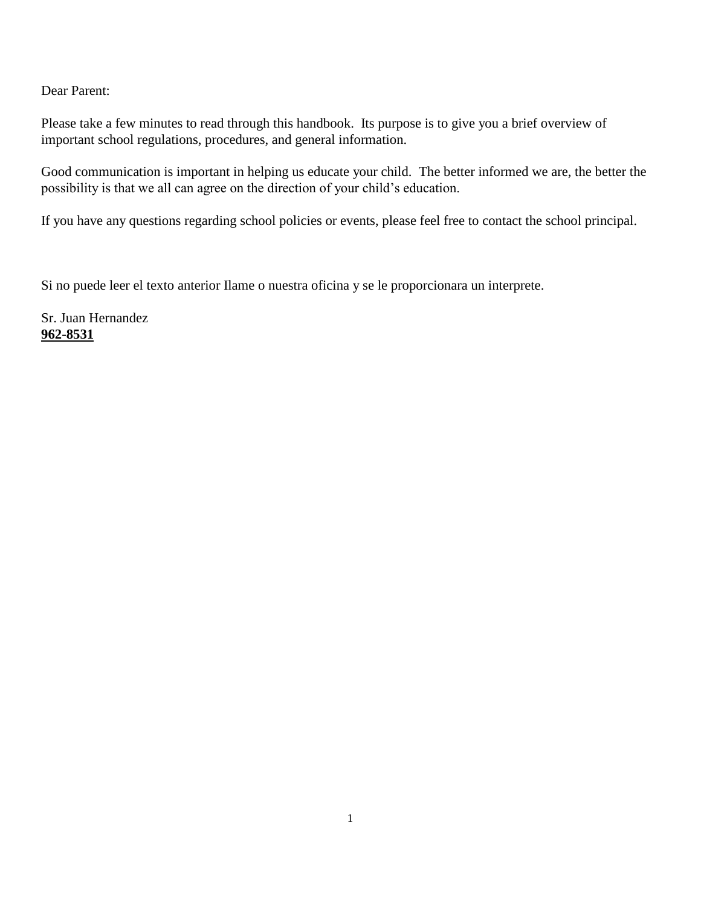Dear Parent:

Please take a few minutes to read through this handbook. Its purpose is to give you a brief overview of important school regulations, procedures, and general information.

Good communication is important in helping us educate your child. The better informed we are, the better the possibility is that we all can agree on the direction of your child's education.

If you have any questions regarding school policies or events, please feel free to contact the school principal.

Si no puede leer el texto anterior Ilame o nuestra oficina y se le proporcionara un interprete.

Sr. Juan Hernandez
**962-8531**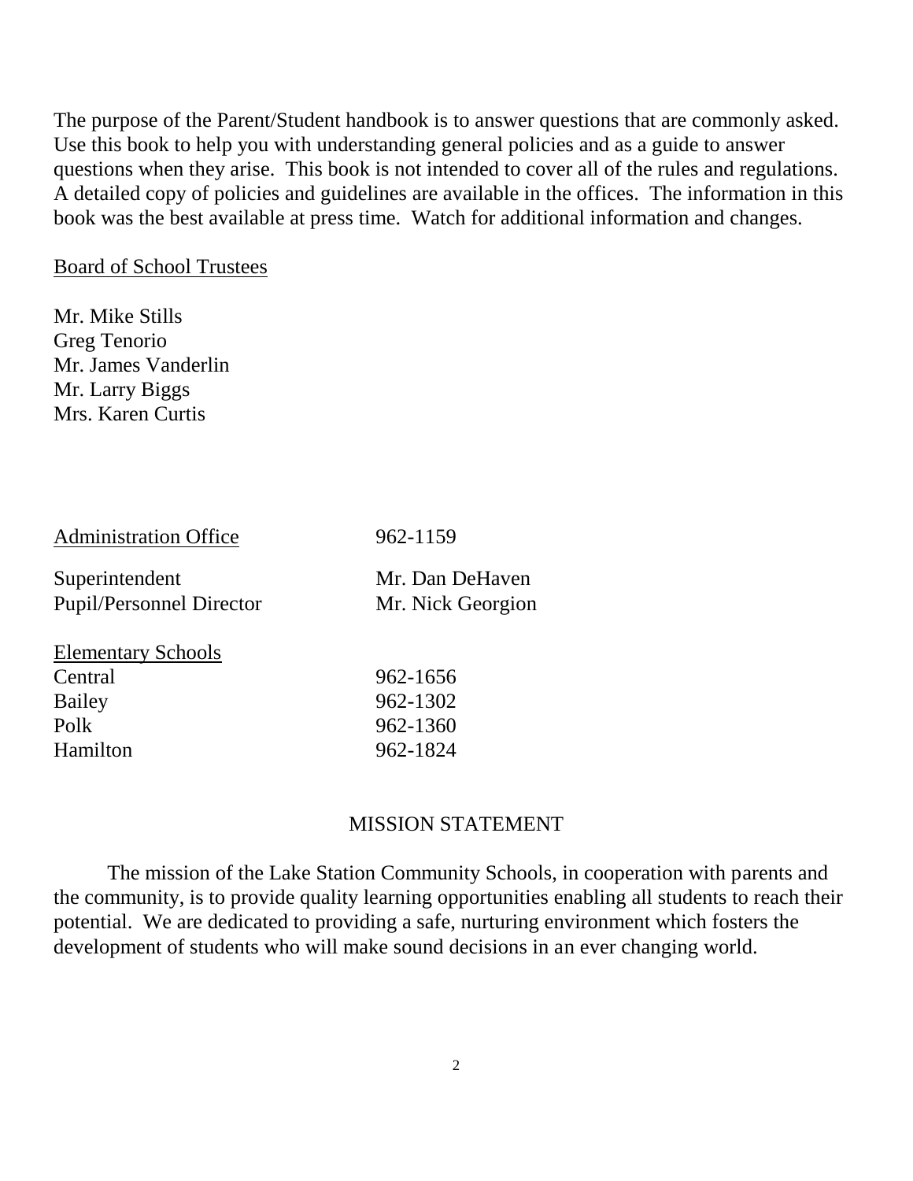The purpose of the Parent/Student handbook is to answer questions that are commonly asked. Use this book to help you with understanding general policies and as a guide to answer questions when they arise. This book is not intended to cover all of the rules and regulations. A detailed copy of policies and guidelines are available in the offices. The information in this book was the best available at press time. Watch for additional information and changes.

Board of School Trustees

Mr. Mike Stills
Greg Tenorio
Mr. James Vanderlin
Mr. Larry Biggs
Mrs. Karen Curtis

| Administration Office | 962-1159 |
|---|---|
| Superintendent | Mr. Dan DeHaven |
| Pupil/Personnel Director | Mr. Nick Georgion |
| **Elementary Schools** | |
| Central | 962-1656 |
| Bailey | 962-1302 |
| Polk | 962-1360 |
| Hamilton | 962-1824 |

## MISSION STATEMENT

The mission of the Lake Station Community Schools, in cooperation with parents and the community, is to provide quality learning opportunities enabling all students to reach their potential. We are dedicated to providing a safe, nurturing environment which fosters the development of students who will make sound decisions in an ever changing world.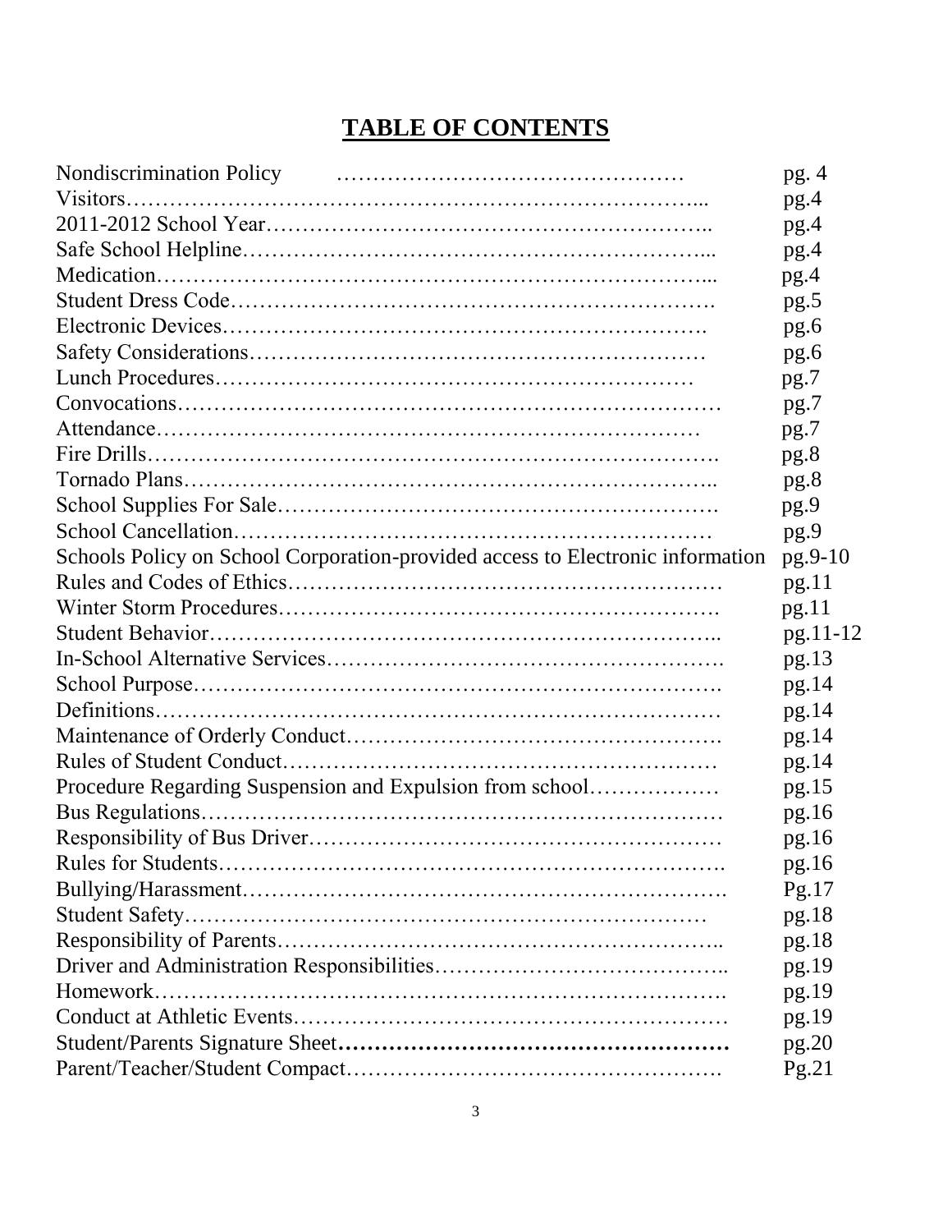# TABLE OF CONTENTS

| Section | Page |
|---|---|
| Nondiscrimination Policy | pg. 4 |
| Visitors | pg.4 |
| 2011-2012 School Year | pg.4 |
| Safe School Helpline | pg.4 |
| Medication | pg.4 |
| Student Dress Code | pg.5 |
| Electronic Devices | pg.6 |
| Safety Considerations | pg.6 |
| Lunch Procedures | pg.7 |
| Convocations | pg.7 |
| Attendance | pg.7 |
| Fire Drills | pg.8 |
| Tornado Plans | pg.8 |
| School Supplies For Sale | pg.9 |
| School Cancellation | pg.9 |
| Schools Policy on School Corporation-provided access to Electronic information | pg.9-10 |
| Rules and Codes of Ethics | pg.11 |
| Winter Storm Procedures | pg.11 |
| Student Behavior | pg.11-12 |
| In-School Alternative Services | pg.13 |
| School Purpose | pg.14 |
| Definitions | pg.14 |
| Maintenance of Orderly Conduct | pg.14 |
| Rules of Student Conduct | pg.14 |
| Procedure Regarding Suspension and Expulsion from school | pg.15 |
| Bus Regulations | pg.16 |
| Responsibility of Bus Driver | pg.16 |
| Rules for Students | pg.16 |
| Bullying/Harassment | Pg.17 |
| Student Safety | pg.18 |
| Responsibility of Parents | pg.18 |
| Driver and Administration Responsibilities | pg.19 |
| Homework | pg.19 |
| Conduct at Athletic Events | pg.19 |
| Student/Parents Signature Sheet | pg.20 |
| Parent/Teacher/Student Compact | Pg.21 |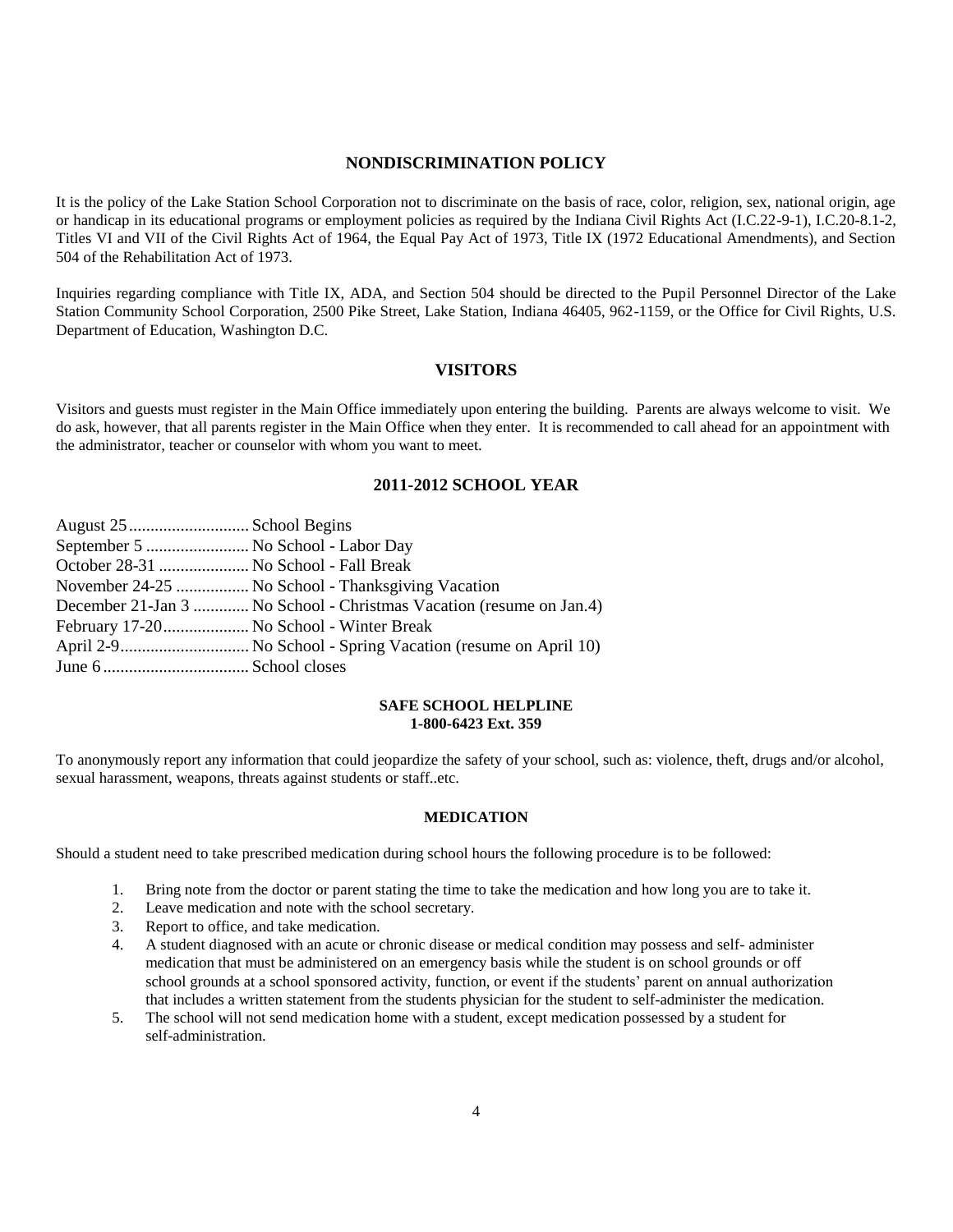## NONDISCRIMINATION POLICY

It is the policy of the Lake Station School Corporation not to discriminate on the basis of race, color, religion, sex, national origin, age or handicap in its educational programs or employment policies as required by the Indiana Civil Rights Act (I.C.22-9-1), I.C.20-8.1-2, Titles VI and VII of the Civil Rights Act of 1964, the Equal Pay Act of 1973, Title IX (1972 Educational Amendments), and Section 504 of the Rehabilitation Act of 1973.

Inquiries regarding compliance with Title IX, ADA, and Section 504 should be directed to the Pupil Personnel Director of the Lake Station Community School Corporation, 2500 Pike Street, Lake Station, Indiana 46405, 962-1159, or the Office for Civil Rights, U.S. Department of Education, Washington D.C.

## VISITORS

Visitors and guests must register in the Main Office immediately upon entering the building. Parents are always welcome to visit. We do ask, however, that all parents register in the Main Office when they enter. It is recommended to call ahead for an appointment with the administrator, teacher or counselor with whom you want to meet.

## 2011-2012 SCHOOL YEAR

August 25............................ School Begins
September 5 ........................ No School - Labor Day
October 28-31 ..................... No School - Fall Break
November 24-25 ................. No School - Thanksgiving Vacation
December 21-Jan 3 ............. No School - Christmas Vacation (resume on Jan.4)
February 17-20.................... No School - Winter Break
April 2-9.............................. No School - Spring Vacation (resume on April 10)
June 6.................................. School closes

### SAFE SCHOOL HELPLINE
**1-800-6423 Ext. 359**

To anonymously report any information that could jeopardize the safety of your school, such as: violence, theft, drugs and/or alcohol, sexual harassment, weapons, threats against students or staff..etc.

### MEDICATION

Should a student need to take prescribed medication during school hours the following procedure is to be followed:

1. Bring note from the doctor or parent stating the time to take the medication and how long you are to take it.
2. Leave medication and note with the school secretary.
3. Report to office, and take medication.
4. A student diagnosed with an acute or chronic disease or medical condition may possess and self- administer medication that must be administered on an emergency basis while the student is on school grounds or off school grounds at a school sponsored activity, function, or event if the students' parent on annual authorization that includes a written statement from the students physician for the student to self-administer the medication.
5. The school will not send medication home with a student, except medication possessed by a student for self-administration.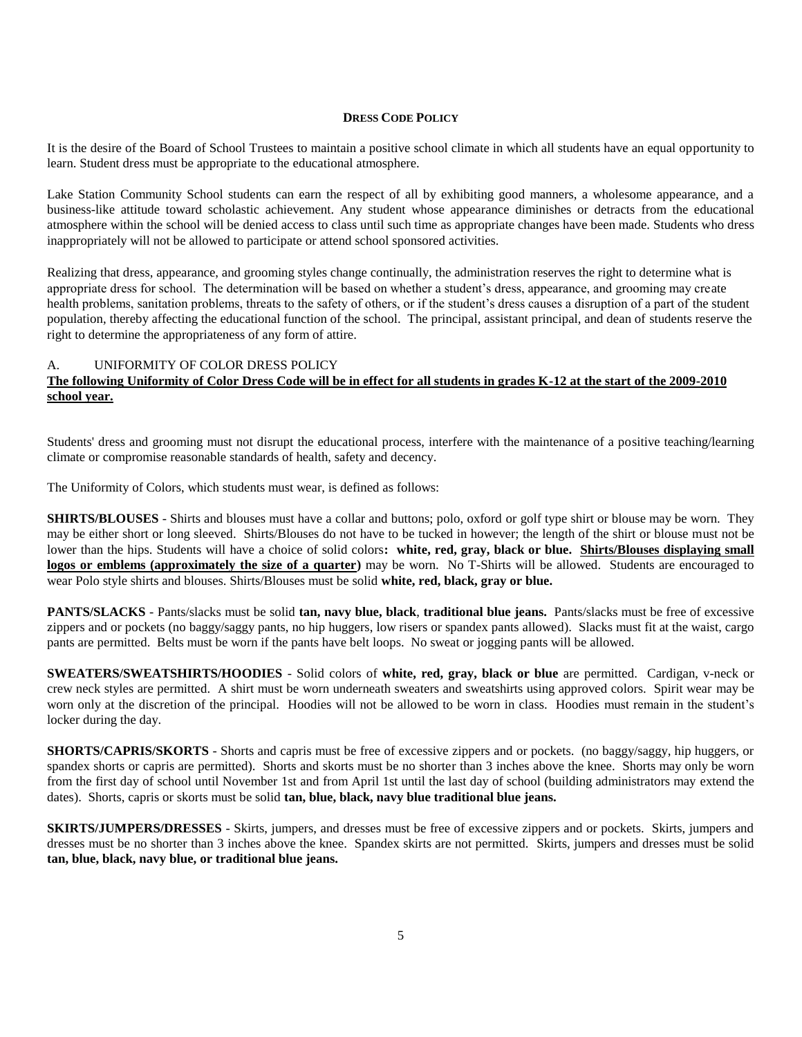## DRESS CODE POLICY

It is the desire of the Board of School Trustees to maintain a positive school climate in which all students have an equal opportunity to learn. Student dress must be appropriate to the educational atmosphere.

Lake Station Community School students can earn the respect of all by exhibiting good manners, a wholesome appearance, and a business-like attitude toward scholastic achievement. Any student whose appearance diminishes or detracts from the educational atmosphere within the school will be denied access to class until such time as appropriate changes have been made. Students who dress inappropriately will not be allowed to participate or attend school sponsored activities.

Realizing that dress, appearance, and grooming styles change continually, the administration reserves the right to determine what is appropriate dress for school. The determination will be based on whether a student's dress, appearance, and grooming may create health problems, sanitation problems, threats to the safety of others, or if the student's dress causes a disruption of a part of the student population, thereby affecting the educational function of the school. The principal, assistant principal, and dean of students reserve the right to determine the appropriateness of any form of attire.

### A. UNIFORMITY OF COLOR DRESS POLICY

**The following Uniformity of Color Dress Code will be in effect for all students in grades K-12 at the start of the 2009-2010 school year.**

Students' dress and grooming must not disrupt the educational process, interfere with the maintenance of a positive teaching/learning climate or compromise reasonable standards of health, safety and decency.

The Uniformity of Colors, which students must wear, is defined as follows:

**SHIRTS/BLOUSES** - Shirts and blouses must have a collar and buttons; polo, oxford or golf type shirt or blouse may be worn. They may be either short or long sleeved. Shirts/Blouses do not have to be tucked in however; the length of the shirt or blouse must not be lower than the hips. Students will have a choice of solid colors**: white, red, gray, black or blue. Shirts/Blouses displaying small logos or emblems (approximately the size of a quarter)** may be worn. No T-Shirts will be allowed. Students are encouraged to wear Polo style shirts and blouses. Shirts/Blouses must be solid **white, red, black, gray or blue.**

**PANTS/SLACKS** - Pants/slacks must be solid **tan, navy blue, black**, **traditional blue jeans.** Pants/slacks must be free of excessive zippers and or pockets (no baggy/saggy pants, no hip huggers, low risers or spandex pants allowed). Slacks must fit at the waist, cargo pants are permitted. Belts must be worn if the pants have belt loops. No sweat or jogging pants will be allowed.

**SWEATERS/SWEATSHIRTS/HOODIES** - Solid colors of **white, red, gray, black or blue** are permitted. Cardigan, v-neck or crew neck styles are permitted. A shirt must be worn underneath sweaters and sweatshirts using approved colors. Spirit wear may be worn only at the discretion of the principal. Hoodies will not be allowed to be worn in class. Hoodies must remain in the student's locker during the day.

**SHORTS/CAPRIS/SKORTS** - Shorts and capris must be free of excessive zippers and or pockets. (no baggy/saggy, hip huggers, or spandex shorts or capris are permitted). Shorts and skorts must be no shorter than 3 inches above the knee. Shorts may only be worn from the first day of school until November 1st and from April 1st until the last day of school (building administrators may extend the dates). Shorts, capris or skorts must be solid **tan, blue, black, navy blue traditional blue jeans.**

**SKIRTS/JUMPERS/DRESSES** - Skirts, jumpers, and dresses must be free of excessive zippers and or pockets. Skirts, jumpers and dresses must be no shorter than 3 inches above the knee. Spandex skirts are not permitted. Skirts, jumpers and dresses must be solid **tan, blue, black, navy blue, or traditional blue jeans.**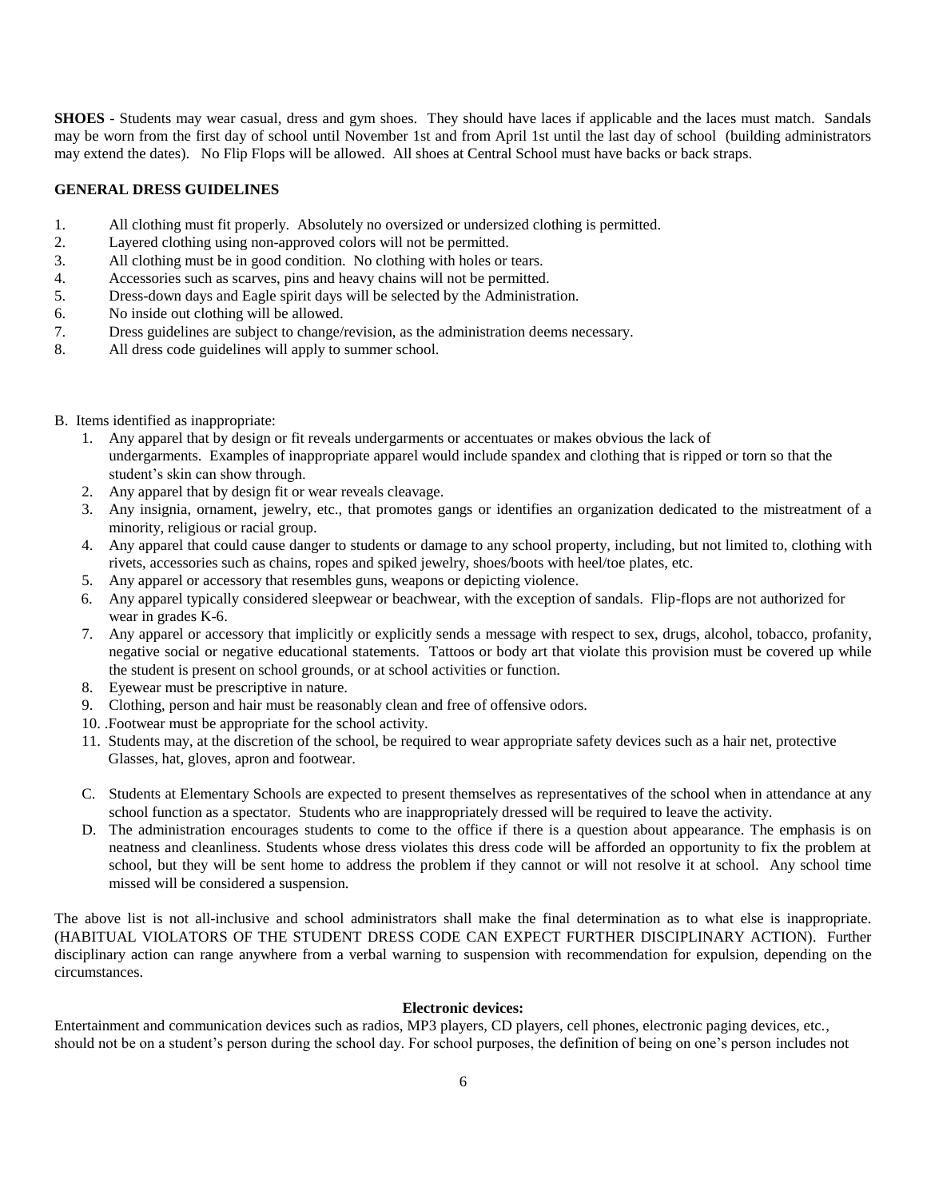**SHOES** - Students may wear casual, dress and gym shoes. They should have laces if applicable and the laces must match. Sandals may be worn from the first day of school until November 1st and from April 1st until the last day of school (building administrators may extend the dates). No Flip Flops will be allowed. All shoes at Central School must have backs or back straps.

**GENERAL DRESS GUIDELINES**

1. All clothing must fit properly. Absolutely no oversized or undersized clothing is permitted.
2. Layered clothing using non-approved colors will not be permitted.
3. All clothing must be in good condition. No clothing with holes or tears.
4. Accessories such as scarves, pins and heavy chains will not be permitted.
5. Dress-down days and Eagle spirit days will be selected by the Administration.
6. No inside out clothing will be allowed.
7. Dress guidelines are subject to change/revision, as the administration deems necessary.
8. All dress code guidelines will apply to summer school.

B. Items identified as inappropriate:

1. Any apparel that by design or fit reveals undergarments or accentuates or makes obvious the lack of undergarments. Examples of inappropriate apparel would include spandex and clothing that is ripped or torn so that the student's skin can show through.
2. Any apparel that by design fit or wear reveals cleavage.
3. Any insignia, ornament, jewelry, etc., that promotes gangs or identifies an organization dedicated to the mistreatment of a minority, religious or racial group.
4. Any apparel that could cause danger to students or damage to any school property, including, but not limited to, clothing with rivets, accessories such as chains, ropes and spiked jewelry, shoes/boots with heel/toe plates, etc.
5. Any apparel or accessory that resembles guns, weapons or depicting violence.
6. Any apparel typically considered sleepwear or beachwear, with the exception of sandals. Flip-flops are not authorized for wear in grades K-6.
7. Any apparel or accessory that implicitly or explicitly sends a message with respect to sex, drugs, alcohol, tobacco, profanity, negative social or negative educational statements. Tattoos or body art that violate this provision must be covered up while the student is present on school grounds, or at school activities or function.
8. Eyewear must be prescriptive in nature.
9. Clothing, person and hair must be reasonably clean and free of offensive odors.
10. .Footwear must be appropriate for the school activity.
11. Students may, at the discretion of the school, be required to wear appropriate safety devices such as a hair net, protective Glasses, hat, gloves, apron and footwear.

C. Students at Elementary Schools are expected to present themselves as representatives of the school when in attendance at any school function as a spectator. Students who are inappropriately dressed will be required to leave the activity.

D. The administration encourages students to come to the office if there is a question about appearance. The emphasis is on neatness and cleanliness. Students whose dress violates this dress code will be afforded an opportunity to fix the problem at school, but they will be sent home to address the problem if they cannot or will not resolve it at school. Any school time missed will be considered a suspension.

The above list is not all-inclusive and school administrators shall make the final determination as to what else is inappropriate. (HABITUAL VIOLATORS OF THE STUDENT DRESS CODE CAN EXPECT FURTHER DISCIPLINARY ACTION). Further disciplinary action can range anywhere from a verbal warning to suspension with recommendation for expulsion, depending on the circumstances.

**Electronic devices:**

Entertainment and communication devices such as radios, MP3 players, CD players, cell phones, electronic paging devices, etc., should not be on a student's person during the school day. For school purposes, the definition of being on one's person includes not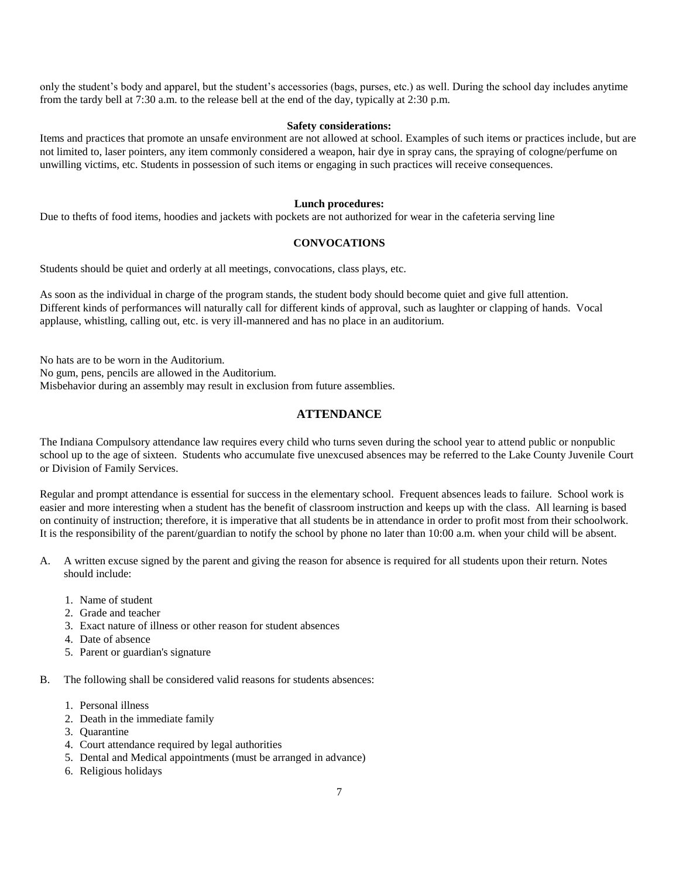only the student's body and apparel, but the student's accessories (bags, purses, etc.) as well. During the school day includes anytime from the tardy bell at 7:30 a.m. to the release bell at the end of the day, typically at 2:30 p.m.

**Safety considerations:**

Items and practices that promote an unsafe environment are not allowed at school. Examples of such items or practices include, but are not limited to, laser pointers, any item commonly considered a weapon, hair dye in spray cans, the spraying of cologne/perfume on unwilling victims, etc. Students in possession of such items or engaging in such practices will receive consequences.

**Lunch procedures:**

Due to thefts of food items, hoodies and jackets with pockets are not authorized for wear in the cafeteria serving line

## CONVOCATIONS

Students should be quiet and orderly at all meetings, convocations, class plays, etc.

As soon as the individual in charge of the program stands, the student body should become quiet and give full attention. Different kinds of performances will naturally call for different kinds of approval, such as laughter or clapping of hands. Vocal applause, whistling, calling out, etc. is very ill-mannered and has no place in an auditorium.

No hats are to be worn in the Auditorium.
No gum, pens, pencils are allowed in the Auditorium.
Misbehavior during an assembly may result in exclusion from future assemblies.

## ATTENDANCE

The Indiana Compulsory attendance law requires every child who turns seven during the school year to attend public or nonpublic school up to the age of sixteen. Students who accumulate five unexcused absences may be referred to the Lake County Juvenile Court or Division of Family Services.

Regular and prompt attendance is essential for success in the elementary school. Frequent absences leads to failure. School work is easier and more interesting when a student has the benefit of classroom instruction and keeps up with the class. All learning is based on continuity of instruction; therefore, it is imperative that all students be in attendance in order to profit most from their schoolwork. It is the responsibility of the parent/guardian to notify the school by phone no later than 10:00 a.m. when your child will be absent.

A. A written excuse signed by the parent and giving the reason for absence is required for all students upon their return. Notes should include:

   1. Name of student
   2. Grade and teacher
   3. Exact nature of illness or other reason for student absences
   4. Date of absence
   5. Parent or guardian's signature

B. The following shall be considered valid reasons for students absences:

   1. Personal illness
   2. Death in the immediate family
   3. Quarantine
   4. Court attendance required by legal authorities
   5. Dental and Medical appointments (must be arranged in advance)
   6. Religious holidays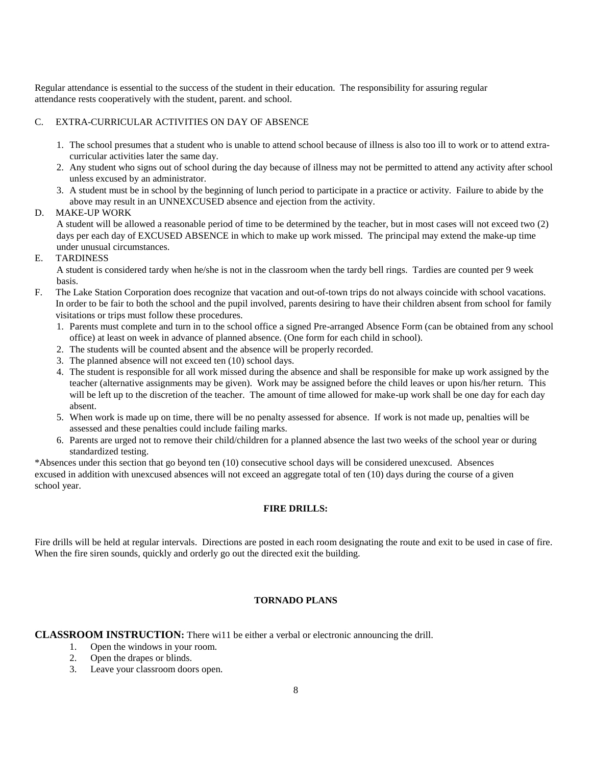Regular attendance is essential to the success of the student in their education. The responsibility for assuring regular attendance rests cooperatively with the student, parent. and school.

C. EXTRA-CURRICULAR ACTIVITIES ON DAY OF ABSENCE

1. The school presumes that a student who is unable to attend school because of illness is also too ill to work or to attend extra-curricular activities later the same day.
2. Any student who signs out of school during the day because of illness may not be permitted to attend any activity after school unless excused by an administrator.
3. A student must be in school by the beginning of lunch period to participate in a practice or activity. Failure to abide by the above may result in an UNNEXCUSED absence and ejection from the activity.

D. MAKE-UP WORK

A student will be allowed a reasonable period of time to be determined by the teacher, but in most cases will not exceed two (2) days per each day of EXCUSED ABSENCE in which to make up work missed. The principal may extend the make-up time under unusual circumstances.

E. TARDINESS

A student is considered tardy when he/she is not in the classroom when the tardy bell rings. Tardies are counted per 9 week basis.

F. The Lake Station Corporation does recognize that vacation and out-of-town trips do not always coincide with school vacations. In order to be fair to both the school and the pupil involved, parents desiring to have their children absent from school for family visitations or trips must follow these procedures.

1. Parents must complete and turn in to the school office a signed Pre-arranged Absence Form (can be obtained from any school office) at least on week in advance of planned absence. (One form for each child in school).
2. The students will be counted absent and the absence will be properly recorded.
3. The planned absence will not exceed ten (10) school days.
4. The student is responsible for all work missed during the absence and shall be responsible for make up work assigned by the teacher (alternative assignments may be given). Work may be assigned before the child leaves or upon his/her return. This will be left up to the discretion of the teacher. The amount of time allowed for make-up work shall be one day for each day absent.
5. When work is made up on time, there will be no penalty assessed for absence. If work is not made up, penalties will be assessed and these penalties could include failing marks.
6. Parents are urged not to remove their child/children for a planned absence the last two weeks of the school year or during standardized testing.

*Absences under this section that go beyond ten (10) consecutive school days will be considered unexcused. Absences excused in addition with unexcused absences will not exceed an aggregate total of ten (10) days during the course of a given school year.

**FIRE DRILLS:**

Fire drills will be held at regular intervals. Directions are posted in each room designating the route and exit to be used in case of fire. When the fire siren sounds, quickly and orderly go out the directed exit the building.

**TORNADO PLANS**

**CLASSROOM INSTRUCTION:** There wi11 be either a verbal or electronic announcing the drill.

1. Open the windows in your room.
2. Open the drapes or blinds.
3. Leave your classroom doors open.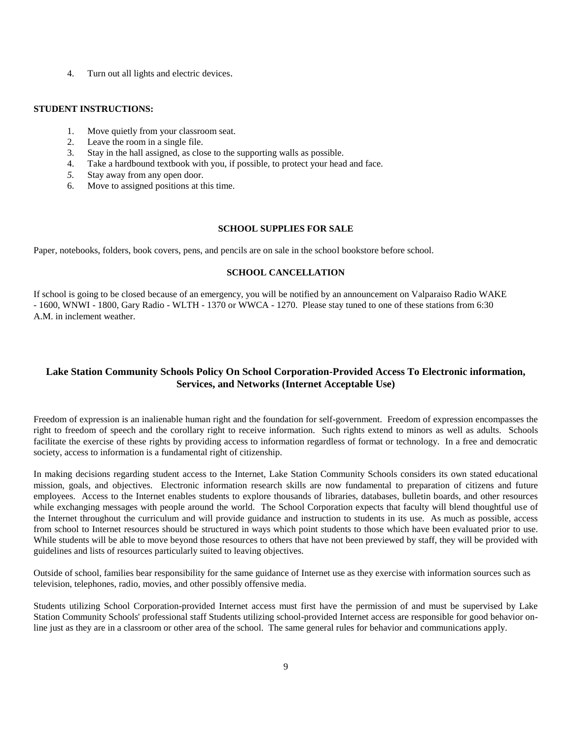4. Turn out all lights and electric devices.

**STUDENT INSTRUCTIONS:**

1. Move quietly from your classroom seat.
2. Leave the room in a single file.
3. Stay in the hall assigned, as close to the supporting walls as possible.
4. Take a hardbound textbook with you, if possible, to protect your head and face.
5. Stay away from any open door.
6. Move to assigned positions at this time.

### SCHOOL SUPPLIES FOR SALE

Paper, notebooks, folders, book covers, pens, and pencils are on sale in the school bookstore before school.

### SCHOOL CANCELLATION

If school is going to be closed because of an emergency, you will be notified by an announcement on Valparaiso Radio WAKE - 1600, WNWI - 1800, Gary Radio - WLTH - 1370 or WWCA - 1270. Please stay tuned to one of these stations from 6:30 A.M. in inclement weather.

## Lake Station Community Schools Policy On School Corporation-Provided Access To Electronic information, Services, and Networks (Internet Acceptable Use)

Freedom of expression is an inalienable human right and the foundation for self-government. Freedom of expression encompasses the right to freedom of speech and the corollary right to receive information. Such rights extend to minors as well as adults. Schools facilitate the exercise of these rights by providing access to information regardless of format or technology. In a free and democratic society, access to information is a fundamental right of citizenship.

In making decisions regarding student access to the Internet, Lake Station Community Schools considers its own stated educational mission, goals, and objectives. Electronic information research skills are now fundamental to preparation of citizens and future employees. Access to the Internet enables students to explore thousands of libraries, databases, bulletin boards, and other resources while exchanging messages with people around the world. The School Corporation expects that faculty will blend thoughtful use of the Internet throughout the curriculum and will provide guidance and instruction to students in its use. As much as possible, access from school to Internet resources should be structured in ways which point students to those which have been evaluated prior to use. While students will be able to move beyond those resources to others that have not been previewed by staff, they will be provided with guidelines and lists of resources particularly suited to leaving objectives.

Outside of school, families bear responsibility for the same guidance of Internet use as they exercise with information sources such as television, telephones, radio, movies, and other possibly offensive media.

Students utilizing School Corporation-provided Internet access must first have the permission of and must be supervised by Lake Station Community Schools' professional staff Students utilizing school-provided Internet access are responsible for good behavior on-line just as they are in a classroom or other area of the school. The same general rules for behavior and communications apply.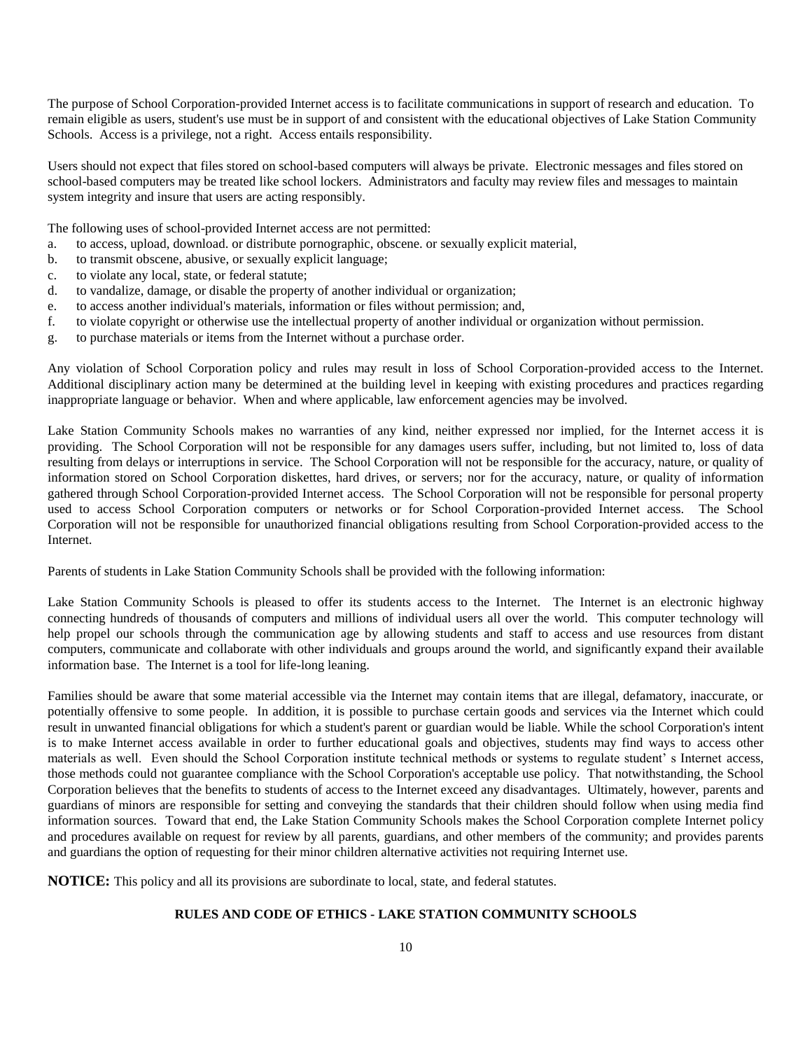The purpose of School Corporation-provided Internet access is to facilitate communications in support of research and education. To remain eligible as users, student's use must be in support of and consistent with the educational objectives of Lake Station Community Schools. Access is a privilege, not a right. Access entails responsibility.

Users should not expect that files stored on school-based computers will always be private. Electronic messages and files stored on school-based computers may be treated like school lockers. Administrators and faculty may review files and messages to maintain system integrity and insure that users are acting responsibly.

The following uses of school-provided Internet access are not permitted:

a. to access, upload, download. or distribute pornographic, obscene. or sexually explicit material,
b. to transmit obscene, abusive, or sexually explicit language;
c. to violate any local, state, or federal statute;
d. to vandalize, damage, or disable the property of another individual or organization;
e. to access another individual's materials, information or files without permission; and,
f. to violate copyright or otherwise use the intellectual property of another individual or organization without permission.
g. to purchase materials or items from the Internet without a purchase order.

Any violation of School Corporation policy and rules may result in loss of School Corporation-provided access to the Internet. Additional disciplinary action many be determined at the building level in keeping with existing procedures and practices regarding inappropriate language or behavior. When and where applicable, law enforcement agencies may be involved.

Lake Station Community Schools makes no warranties of any kind, neither expressed nor implied, for the Internet access it is providing. The School Corporation will not be responsible for any damages users suffer, including, but not limited to, loss of data resulting from delays or interruptions in service. The School Corporation will not be responsible for the accuracy, nature, or quality of information stored on School Corporation diskettes, hard drives, or servers; nor for the accuracy, nature, or quality of information gathered through School Corporation-provided Internet access. The School Corporation will not be responsible for personal property used to access School Corporation computers or networks or for School Corporation-provided Internet access. The School Corporation will not be responsible for unauthorized financial obligations resulting from School Corporation-provided access to the Internet.

Parents of students in Lake Station Community Schools shall be provided with the following information:

Lake Station Community Schools is pleased to offer its students access to the Internet. The Internet is an electronic highway connecting hundreds of thousands of computers and millions of individual users all over the world. This computer technology will help propel our schools through the communication age by allowing students and staff to access and use resources from distant computers, communicate and collaborate with other individuals and groups around the world, and significantly expand their available information base. The Internet is a tool for life-long leaning.

Families should be aware that some material accessible via the Internet may contain items that are illegal, defamatory, inaccurate, or potentially offensive to some people. In addition, it is possible to purchase certain goods and services via the Internet which could result in unwanted financial obligations for which a student's parent or guardian would be liable. While the school Corporation's intent is to make Internet access available in order to further educational goals and objectives, students may find ways to access other materials as well. Even should the School Corporation institute technical methods or systems to regulate student' s Internet access, those methods could not guarantee compliance with the School Corporation's acceptable use policy. That notwithstanding, the School Corporation believes that the benefits to students of access to the Internet exceed any disadvantages. Ultimately, however, parents and guardians of minors are responsible for setting and conveying the standards that their children should follow when using media find information sources. Toward that end, the Lake Station Community Schools makes the School Corporation complete Internet policy and procedures available on request for review by all parents, guardians, and other members of the community; and provides parents and guardians the option of requesting for their minor children alternative activities not requiring Internet use.

**NOTICE:** This policy and all its provisions are subordinate to local, state, and federal statutes.

## RULES AND CODE OF ETHICS - LAKE STATION COMMUNITY SCHOOLS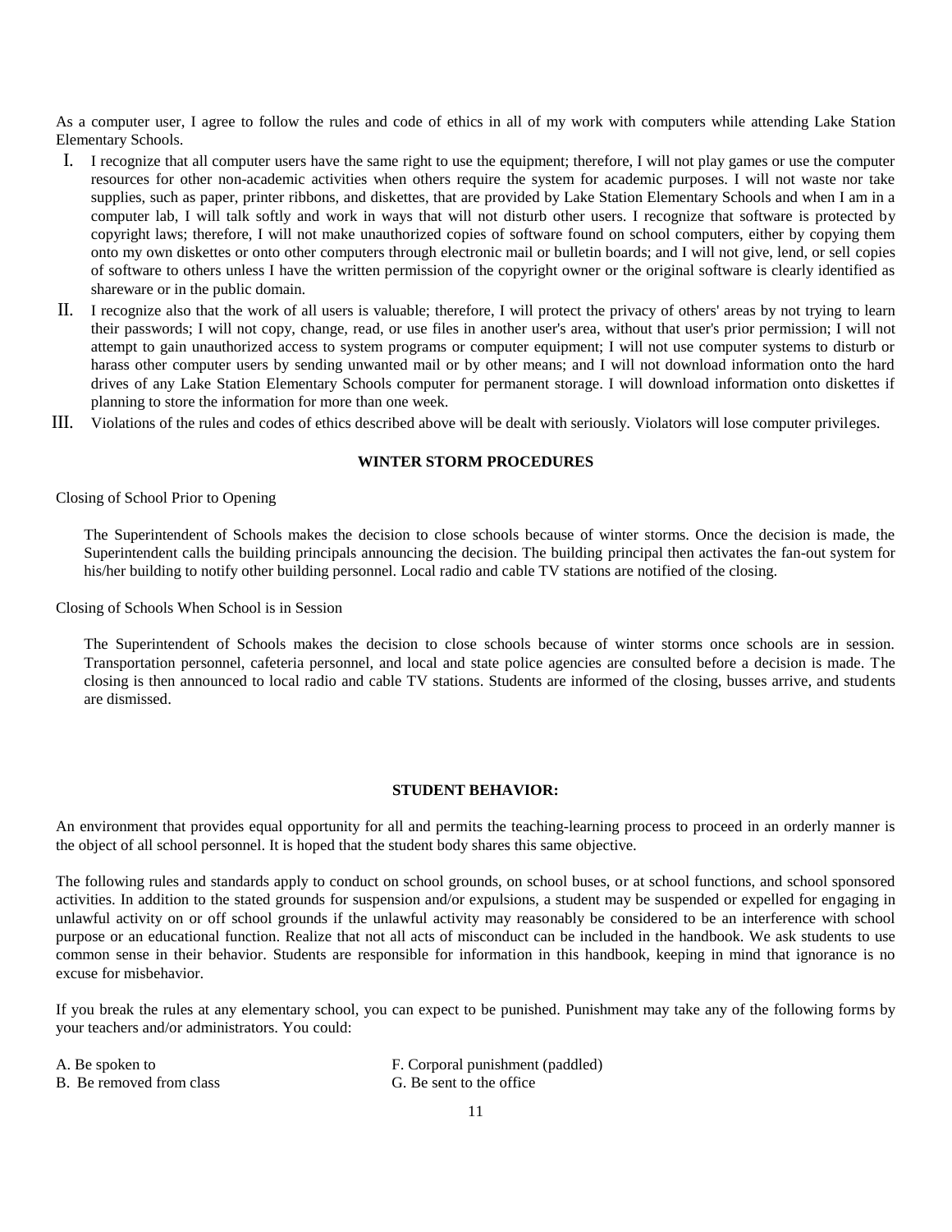As a computer user, I agree to follow the rules and code of ethics in all of my work with computers while attending Lake Station Elementary Schools.

I. I recognize that all computer users have the same right to use the equipment; therefore, I will not play games or use the computer resources for other non-academic activities when others require the system for academic purposes. I will not waste nor take supplies, such as paper, printer ribbons, and diskettes, that are provided by Lake Station Elementary Schools and when I am in a computer lab, I will talk softly and work in ways that will not disturb other users. I recognize that software is protected by copyright laws; therefore, I will not make unauthorized copies of software found on school computers, either by copying them onto my own diskettes or onto other computers through electronic mail or bulletin boards; and I will not give, lend, or sell copies of software to others unless I have the written permission of the copyright owner or the original software is clearly identified as shareware or in the public domain.

II. I recognize also that the work of all users is valuable; therefore, I will protect the privacy of others' areas by not trying to learn their passwords; I will not copy, change, read, or use files in another user's area, without that user's prior permission; I will not attempt to gain unauthorized access to system programs or computer equipment; I will not use computer systems to disturb or harass other computer users by sending unwanted mail or by other means; and I will not download information onto the hard drives of any Lake Station Elementary Schools computer for permanent storage. I will download information onto diskettes if planning to store the information for more than one week.

III. Violations of the rules and codes of ethics described above will be dealt with seriously. Violators will lose computer privileges.

## WINTER STORM PROCEDURES

Closing of School Prior to Opening

The Superintendent of Schools makes the decision to close schools because of winter storms. Once the decision is made, the Superintendent calls the building principals announcing the decision. The building principal then activates the fan-out system for his/her building to notify other building personnel. Local radio and cable TV stations are notified of the closing.

Closing of Schools When School is in Session

The Superintendent of Schools makes the decision to close schools because of winter storms once schools are in session. Transportation personnel, cafeteria personnel, and local and state police agencies are consulted before a decision is made. The closing is then announced to local radio and cable TV stations. Students are informed of the closing, busses arrive, and students are dismissed.

## STUDENT BEHAVIOR:

An environment that provides equal opportunity for all and permits the teaching-learning process to proceed in an orderly manner is the object of all school personnel. It is hoped that the student body shares this same objective.

The following rules and standards apply to conduct on school grounds, on school buses, or at school functions, and school sponsored activities. In addition to the stated grounds for suspension and/or expulsions, a student may be suspended or expelled for engaging in unlawful activity on or off school grounds if the unlawful activity may reasonably be considered to be an interference with school purpose or an educational function. Realize that not all acts of misconduct can be included in the handbook. We ask students to use common sense in their behavior. Students are responsible for information in this handbook, keeping in mind that ignorance is no excuse for misbehavior.

If you break the rules at any elementary school, you can expect to be punished. Punishment may take any of the following forms by your teachers and/or administrators. You could:

A. Be spoken to
B. Be removed from class
F. Corporal punishment (paddled)
G. Be sent to the office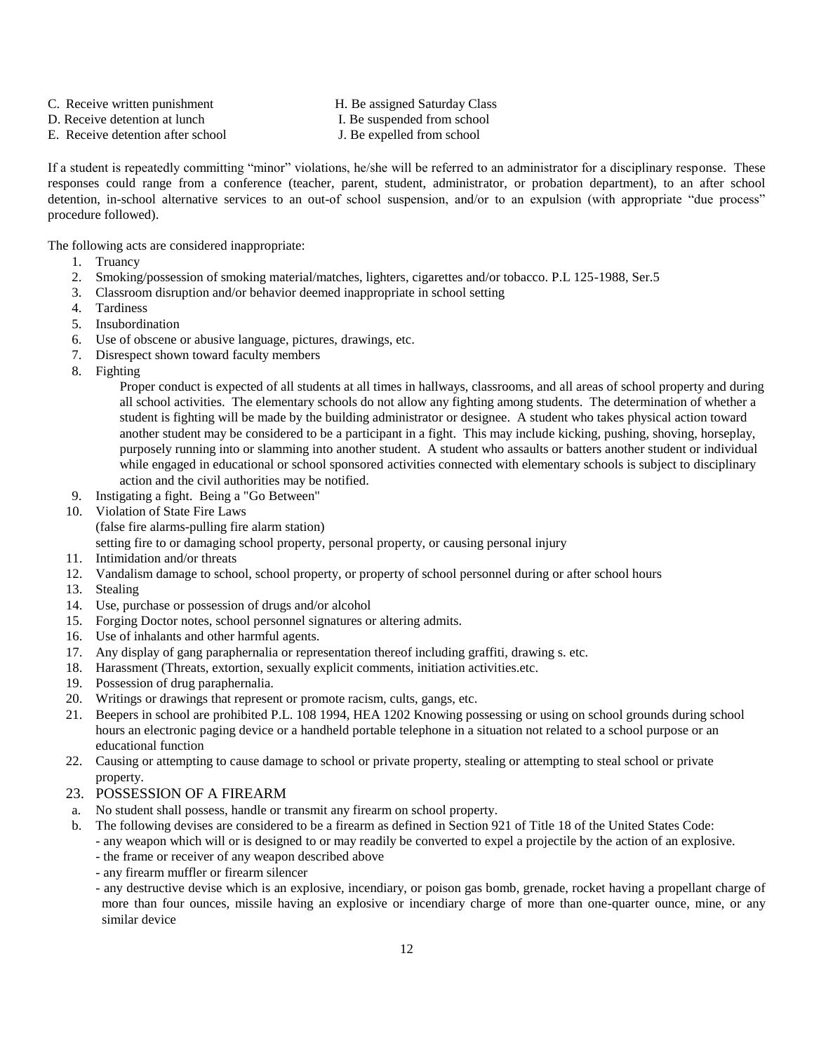C. Receive written punishment
D. Receive detention at lunch
E. Receive detention after school
H. Be assigned Saturday Class
I. Be suspended from school
J. Be expelled from school

If a student is repeatedly committing "minor" violations, he/she will be referred to an administrator for a disciplinary response. These responses could range from a conference (teacher, parent, student, administrator, or probation department), to an after school detention, in-school alternative services to an out-of school suspension, and/or to an expulsion (with appropriate "due process" procedure followed).

The following acts are considered inappropriate:

1. Truancy
2. Smoking/possession of smoking material/matches, lighters, cigarettes and/or tobacco. P.L 125-1988, Ser.5
3. Classroom disruption and/or behavior deemed inappropriate in school setting
4. Tardiness
5. Insubordination
6. Use of obscene or abusive language, pictures, drawings, etc.
7. Disrespect shown toward faculty members
8. Fighting

   Proper conduct is expected of all students at all times in hallways, classrooms, and all areas of school property and during all school activities. The elementary schools do not allow any fighting among students. The determination of whether a student is fighting will be made by the building administrator or designee. A student who takes physical action toward another student may be considered to be a participant in a fight. This may include kicking, pushing, shoving, horseplay, purposely running into or slamming into another student. A student who assaults or batters another student or individual while engaged in educational or school sponsored activities connected with elementary schools is subject to disciplinary action and the civil authorities may be notified.
9. Instigating a fight. Being a "Go Between"
10. Violation of State Fire Laws
    (false fire alarms-pulling fire alarm station)
    setting fire to or damaging school property, personal property, or causing personal injury
11. Intimidation and/or threats
12. Vandalism damage to school, school property, or property of school personnel during or after school hours
13. Stealing
14. Use, purchase or possession of drugs and/or alcohol
15. Forging Doctor notes, school personnel signatures or altering admits.
16. Use of inhalants and other harmful agents.
17. Any display of gang paraphernalia or representation thereof including graffiti, drawing s. etc.
18. Harassment (Threats, extortion, sexually explicit comments, initiation activities.etc.
19. Possession of drug paraphernalia.
20. Writings or drawings that represent or promote racism, cults, gangs, etc.
21. Beepers in school are prohibited P.L. 108 1994, HEA 1202 Knowing possessing or using on school grounds during school hours an electronic paging device or a handheld portable telephone in a situation not related to a school purpose or an educational function
22. Causing or attempting to cause damage to school or private property, stealing or attempting to steal school or private property.
23. POSSESSION OF A FIREARM
    a. No student shall possess, handle or transmit any firearm on school property.
    b. The following devises are considered to be a firearm as defined in Section 921 of Title 18 of the United States Code:
       - any weapon which will or is designed to or may readily be converted to expel a projectile by the action of an explosive.
       - the frame or receiver of any weapon described above
       - any firearm muffler or firearm silencer
       - any destructive devise which is an explosive, incendiary, or poison gas bomb, grenade, rocket having a propellant charge of more than four ounces, missile having an explosive or incendiary charge of more than one-quarter ounce, mine, or any similar device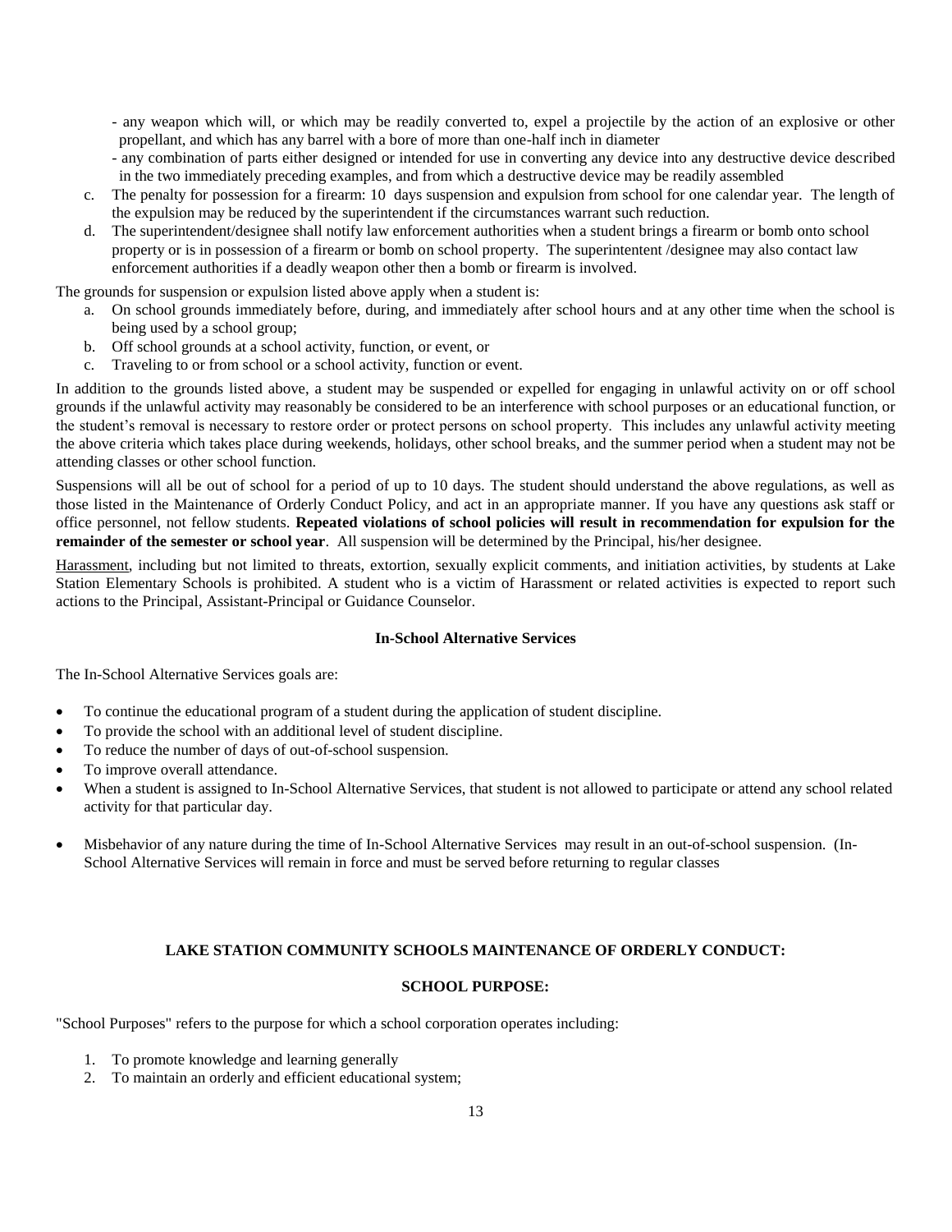- any weapon which will, or which may be readily converted to, expel a projectile by the action of an explosive or other propellant, and which has any barrel with a bore of more than one-half inch in diameter
- any combination of parts either designed or intended for use in converting any device into any destructive device described in the two immediately preceding examples, and from which a destructive device may be readily assembled

c. The penalty for possession for a firearm: 10 days suspension and expulsion from school for one calendar year. The length of the expulsion may be reduced by the superintendent if the circumstances warrant such reduction.

d. The superintendent/designee shall notify law enforcement authorities when a student brings a firearm or bomb onto school property or is in possession of a firearm or bomb on school property. The superintentent /designee may also contact law enforcement authorities if a deadly weapon other then a bomb or firearm is involved.

The grounds for suspension or expulsion listed above apply when a student is:

a. On school grounds immediately before, during, and immediately after school hours and at any other time when the school is being used by a school group;
b. Off school grounds at a school activity, function, or event, or
c. Traveling to or from school or a school activity, function or event.

In addition to the grounds listed above, a student may be suspended or expelled for engaging in unlawful activity on or off school grounds if the unlawful activity may reasonably be considered to be an interference with school purposes or an educational function, or the student's removal is necessary to restore order or protect persons on school property. This includes any unlawful activity meeting the above criteria which takes place during weekends, holidays, other school breaks, and the summer period when a student may not be attending classes or other school function.

Suspensions will all be out of school for a period of up to 10 days. The student should understand the above regulations, as well as those listed in the Maintenance of Orderly Conduct Policy, and act in an appropriate manner. If you have any questions ask staff or office personnel, not fellow students. **Repeated violations of school policies will result in recommendation for expulsion for the remainder of the semester or school year**. All suspension will be determined by the Principal, his/her designee.

Harassment, including but not limited to threats, extortion, sexually explicit comments, and initiation activities, by students at Lake Station Elementary Schools is prohibited. A student who is a victim of Harassment or related activities is expected to report such actions to the Principal, Assistant-Principal or Guidance Counselor.

**In-School Alternative Services**

The In-School Alternative Services goals are:

- To continue the educational program of a student during the application of student discipline.
- To provide the school with an additional level of student discipline.
- To reduce the number of days of out-of-school suspension.
- To improve overall attendance.
- When a student is assigned to In-School Alternative Services, that student is not allowed to participate or attend any school related activity for that particular day.
- Misbehavior of any nature during the time of In-School Alternative Services may result in an out-of-school suspension. (In-School Alternative Services will remain in force and must be served before returning to regular classes

**LAKE STATION COMMUNITY SCHOOLS MAINTENANCE OF ORDERLY CONDUCT:**

**SCHOOL PURPOSE:**

"School Purposes" refers to the purpose for which a school corporation operates including:

1. To promote knowledge and learning generally
2. To maintain an orderly and efficient educational system;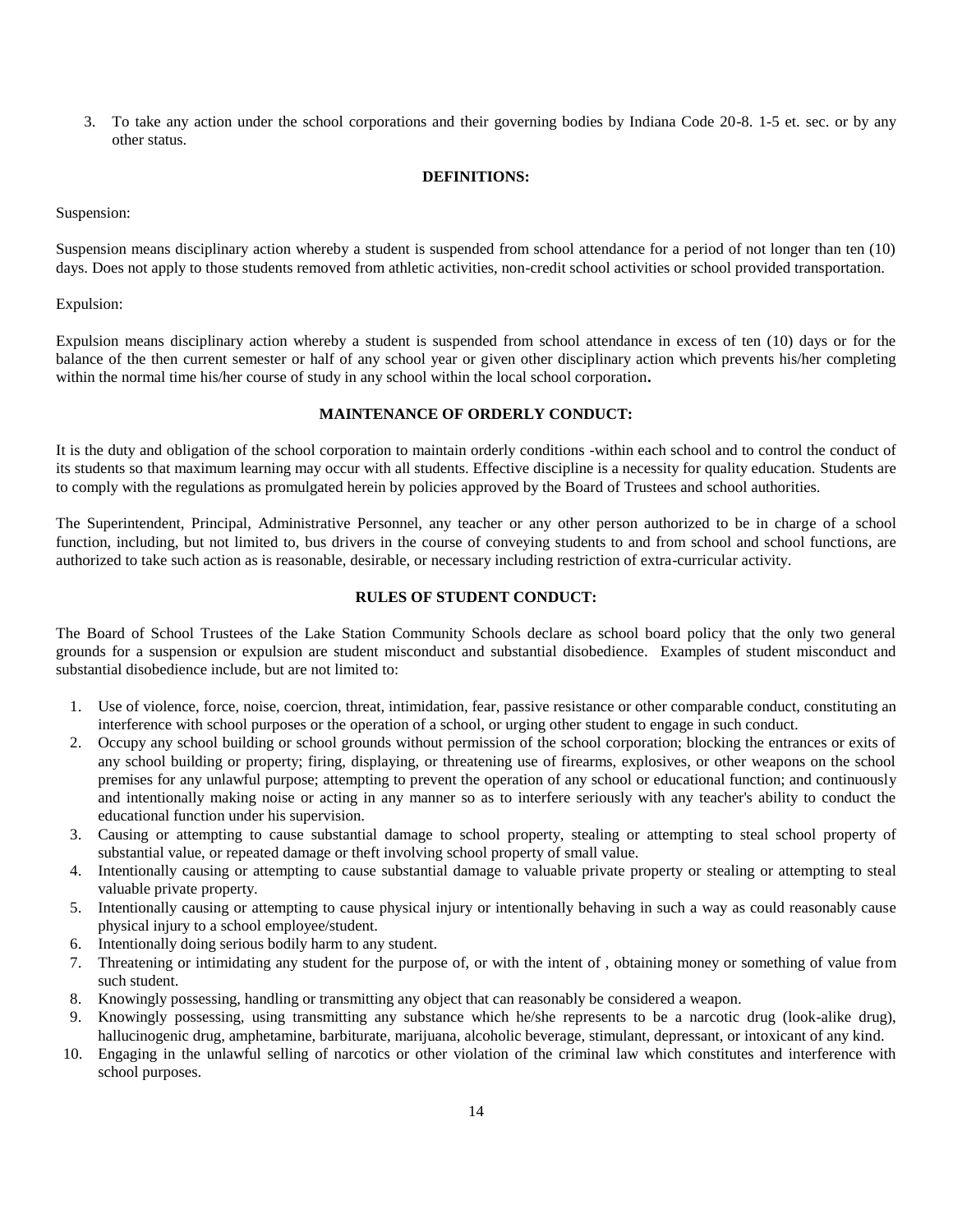3. To take any action under the school corporations and their governing bodies by Indiana Code 20-8. 1-5 et. sec. or by any other status.

## DEFINITIONS:

Suspension:

Suspension means disciplinary action whereby a student is suspended from school attendance for a period of not longer than ten (10) days. Does not apply to those students removed from athletic activities, non-credit school activities or school provided transportation.

Expulsion:

Expulsion means disciplinary action whereby a student is suspended from school attendance in excess of ten (10) days or for the balance of the then current semester or half of any school year or given other disciplinary action which prevents his/her completing within the normal time his/her course of study in any school within the local school corporation**.**

## MAINTENANCE OF ORDERLY CONDUCT:

It is the duty and obligation of the school corporation to maintain orderly conditions -within each school and to control the conduct of its students so that maximum learning may occur with all students. Effective discipline is a necessity for quality education. Students are to comply with the regulations as promulgated herein by policies approved by the Board of Trustees and school authorities.

The Superintendent, Principal, Administrative Personnel, any teacher or any other person authorized to be in charge of a school function, including, but not limited to, bus drivers in the course of conveying students to and from school and school functions, are authorized to take such action as is reasonable, desirable, or necessary including restriction of extra-curricular activity.

## RULES OF STUDENT CONDUCT:

The Board of School Trustees of the Lake Station Community Schools declare as school board policy that the only two general grounds for a suspension or expulsion are student misconduct and substantial disobedience. Examples of student misconduct and substantial disobedience include, but are not limited to:

1. Use of violence, force, noise, coercion, threat, intimidation, fear, passive resistance or other comparable conduct, constituting an interference with school purposes or the operation of a school, or urging other student to engage in such conduct.
2. Occupy any school building or school grounds without permission of the school corporation; blocking the entrances or exits of any school building or property; firing, displaying, or threatening use of firearms, explosives, or other weapons on the school premises for any unlawful purpose; attempting to prevent the operation of any school or educational function; and continuously and intentionally making noise or acting in any manner so as to interfere seriously with any teacher's ability to conduct the educational function under his supervision.
3. Causing or attempting to cause substantial damage to school property, stealing or attempting to steal school property of substantial value, or repeated damage or theft involving school property of small value.
4. Intentionally causing or attempting to cause substantial damage to valuable private property or stealing or attempting to steal valuable private property.
5. Intentionally causing or attempting to cause physical injury or intentionally behaving in such a way as could reasonably cause physical injury to a school employee/student.
6. Intentionally doing serious bodily harm to any student.
7. Threatening or intimidating any student for the purpose of, or with the intent of , obtaining money or something of value from such student.
8. Knowingly possessing, handling or transmitting any object that can reasonably be considered a weapon.
9. Knowingly possessing, using transmitting any substance which he/she represents to be a narcotic drug (look-alike drug), hallucinogenic drug, amphetamine, barbiturate, marijuana, alcoholic beverage, stimulant, depressant, or intoxicant of any kind.
10. Engaging in the unlawful selling of narcotics or other violation of the criminal law which constitutes and interference with school purposes.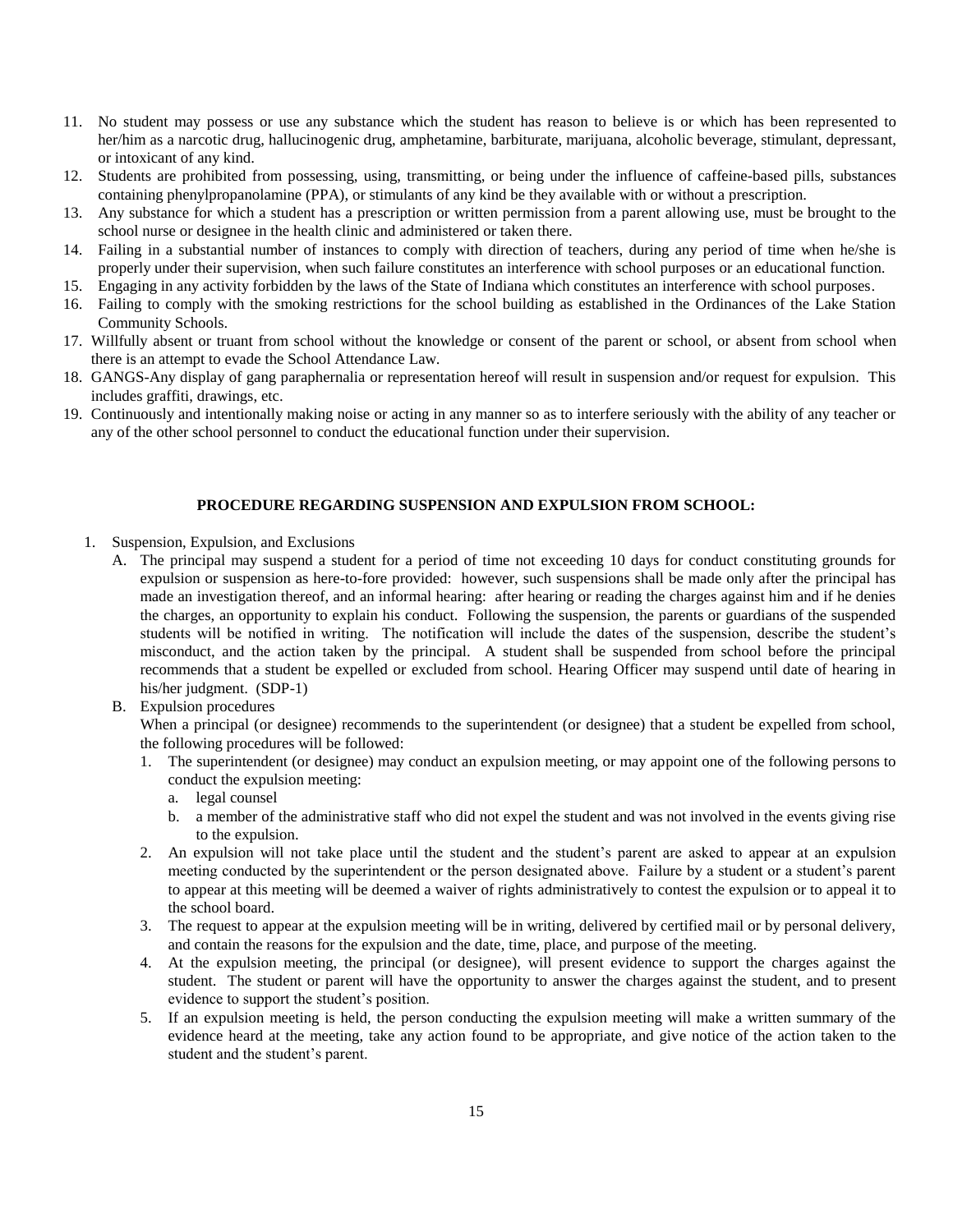11. No student may possess or use any substance which the student has reason to believe is or which has been represented to her/him as a narcotic drug, hallucinogenic drug, amphetamine, barbiturate, marijuana, alcoholic beverage, stimulant, depressant, or intoxicant of any kind.
12. Students are prohibited from possessing, using, transmitting, or being under the influence of caffeine-based pills, substances containing phenylpropanolamine (PPA), or stimulants of any kind be they available with or without a prescription.
13. Any substance for which a student has a prescription or written permission from a parent allowing use, must be brought to the school nurse or designee in the health clinic and administered or taken there.
14. Failing in a substantial number of instances to comply with direction of teachers, during any period of time when he/she is properly under their supervision, when such failure constitutes an interference with school purposes or an educational function.
15. Engaging in any activity forbidden by the laws of the State of Indiana which constitutes an interference with school purposes.
16. Failing to comply with the smoking restrictions for the school building as established in the Ordinances of the Lake Station Community Schools.
17. Willfully absent or truant from school without the knowledge or consent of the parent or school, or absent from school when there is an attempt to evade the School Attendance Law.
18. GANGS-Any display of gang paraphernalia or representation hereof will result in suspension and/or request for expulsion. This includes graffiti, drawings, etc.
19. Continuously and intentionally making noise or acting in any manner so as to interfere seriously with the ability of any teacher or any of the other school personnel to conduct the educational function under their supervision.

**PROCEDURE REGARDING SUSPENSION AND EXPULSION FROM SCHOOL:**

1. Suspension, Expulsion, and Exclusions
   A. The principal may suspend a student for a period of time not exceeding 10 days for conduct constituting grounds for expulsion or suspension as here-to-fore provided: however, such suspensions shall be made only after the principal has made an investigation thereof, and an informal hearing: after hearing or reading the charges against him and if he denies the charges, an opportunity to explain his conduct. Following the suspension, the parents or guardians of the suspended students will be notified in writing. The notification will include the dates of the suspension, describe the student's misconduct, and the action taken by the principal. A student shall be suspended from school before the principal recommends that a student be expelled or excluded from school. Hearing Officer may suspend until date of hearing in his/her judgment. (SDP-1)
   B. Expulsion procedures
      When a principal (or designee) recommends to the superintendent (or designee) that a student be expelled from school, the following procedures will be followed:
      1. The superintendent (or designee) may conduct an expulsion meeting, or may appoint one of the following persons to conduct the expulsion meeting:
         a. legal counsel
         b. a member of the administrative staff who did not expel the student and was not involved in the events giving rise to the expulsion.
      2. An expulsion will not take place until the student and the student's parent are asked to appear at an expulsion meeting conducted by the superintendent or the person designated above. Failure by a student or a student's parent to appear at this meeting will be deemed a waiver of rights administratively to contest the expulsion or to appeal it to the school board.
      3. The request to appear at the expulsion meeting will be in writing, delivered by certified mail or by personal delivery, and contain the reasons for the expulsion and the date, time, place, and purpose of the meeting.
      4. At the expulsion meeting, the principal (or designee), will present evidence to support the charges against the student. The student or parent will have the opportunity to answer the charges against the student, and to present evidence to support the student's position.
      5. If an expulsion meeting is held, the person conducting the expulsion meeting will make a written summary of the evidence heard at the meeting, take any action found to be appropriate, and give notice of the action taken to the student and the student's parent.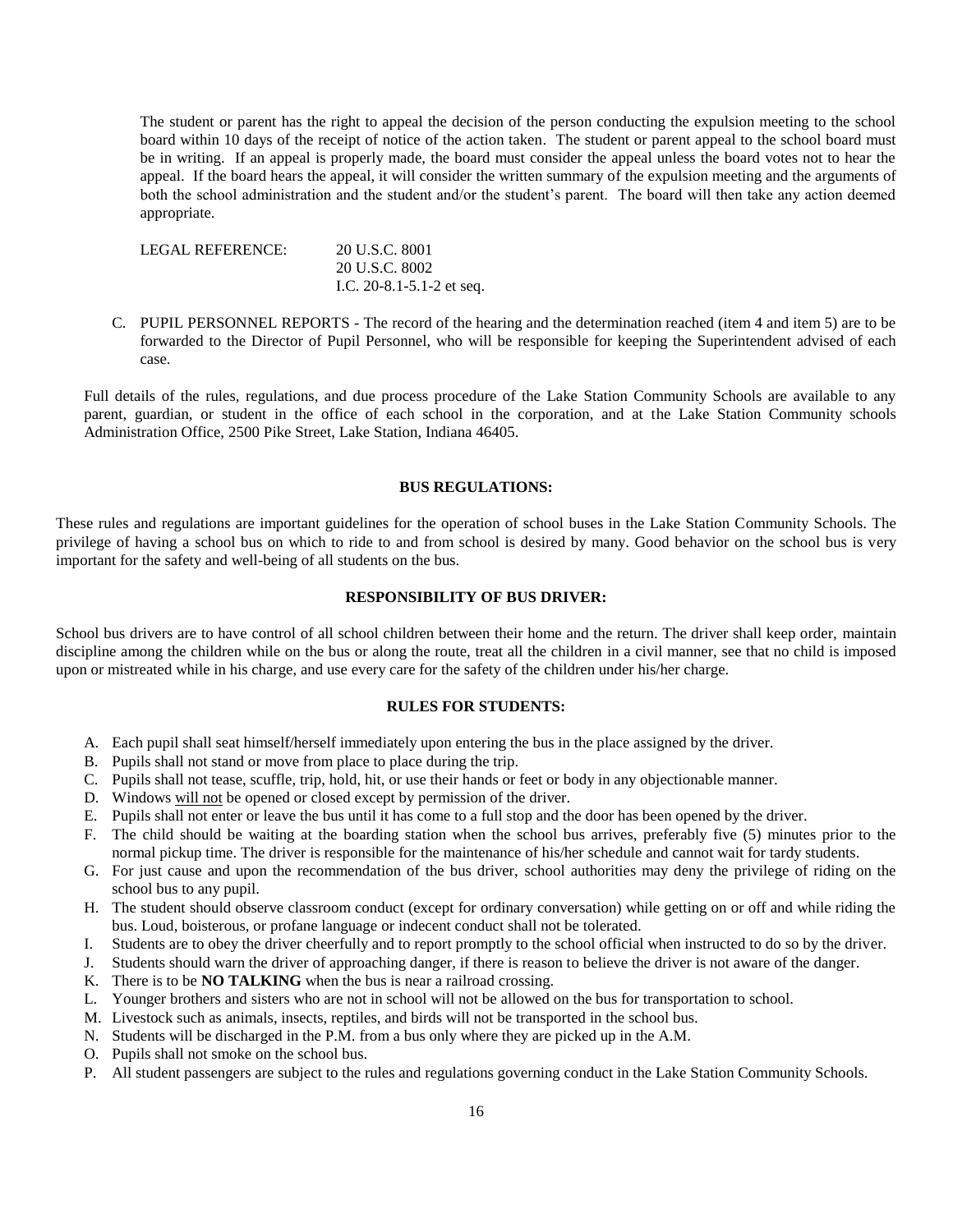The student or parent has the right to appeal the decision of the person conducting the expulsion meeting to the school board within 10 days of the receipt of notice of the action taken. The student or parent appeal to the school board must be in writing. If an appeal is properly made, the board must consider the appeal unless the board votes not to hear the appeal. If the board hears the appeal, it will consider the written summary of the expulsion meeting and the arguments of both the school administration and the student and/or the student's parent. The board will then take any action deemed appropriate.

LEGAL REFERENCE: 20 U.S.C. 8001
20 U.S.C. 8002
I.C. 20-8.1-5.1-2 et seq.

C. PUPIL PERSONNEL REPORTS - The record of the hearing and the determination reached (item 4 and item 5) are to be forwarded to the Director of Pupil Personnel, who will be responsible for keeping the Superintendent advised of each case.

Full details of the rules, regulations, and due process procedure of the Lake Station Community Schools are available to any parent, guardian, or student in the office of each school in the corporation, and at the Lake Station Community schools Administration Office, 2500 Pike Street, Lake Station, Indiana 46405.

## BUS REGULATIONS:

These rules and regulations are important guidelines for the operation of school buses in the Lake Station Community Schools. The privilege of having a school bus on which to ride to and from school is desired by many. Good behavior on the school bus is very important for the safety and well-being of all students on the bus.

### RESPONSIBILITY OF BUS DRIVER:

School bus drivers are to have control of all school children between their home and the return. The driver shall keep order, maintain discipline among the children while on the bus or along the route, treat all the children in a civil manner, see that no child is imposed upon or mistreated while in his charge, and use every care for the safety of the children under his/her charge.

### RULES FOR STUDENTS:

A. Each pupil shall seat himself/herself immediately upon entering the bus in the place assigned by the driver.
B. Pupils shall not stand or move from place to place during the trip.
C. Pupils shall not tease, scuffle, trip, hold, hit, or use their hands or feet or body in any objectionable manner.
D. Windows will not be opened or closed except by permission of the driver.
E. Pupils shall not enter or leave the bus until it has come to a full stop and the door has been opened by the driver.
F. The child should be waiting at the boarding station when the school bus arrives, preferably five (5) minutes prior to the normal pickup time. The driver is responsible for the maintenance of his/her schedule and cannot wait for tardy students.
G. For just cause and upon the recommendation of the bus driver, school authorities may deny the privilege of riding on the school bus to any pupil.
H. The student should observe classroom conduct (except for ordinary conversation) while getting on or off and while riding the bus. Loud, boisterous, or profane language or indecent conduct shall not be tolerated.
I. Students are to obey the driver cheerfully and to report promptly to the school official when instructed to do so by the driver.
J. Students should warn the driver of approaching danger, if there is reason to believe the driver is not aware of the danger.
K. There is to be **NO TALKING** when the bus is near a railroad crossing.
L. Younger brothers and sisters who are not in school will not be allowed on the bus for transportation to school.
M. Livestock such as animals, insects, reptiles, and birds will not be transported in the school bus.
N. Students will be discharged in the P.M. from a bus only where they are picked up in the A.M.
O. Pupils shall not smoke on the school bus.
P. All student passengers are subject to the rules and regulations governing conduct in the Lake Station Community Schools.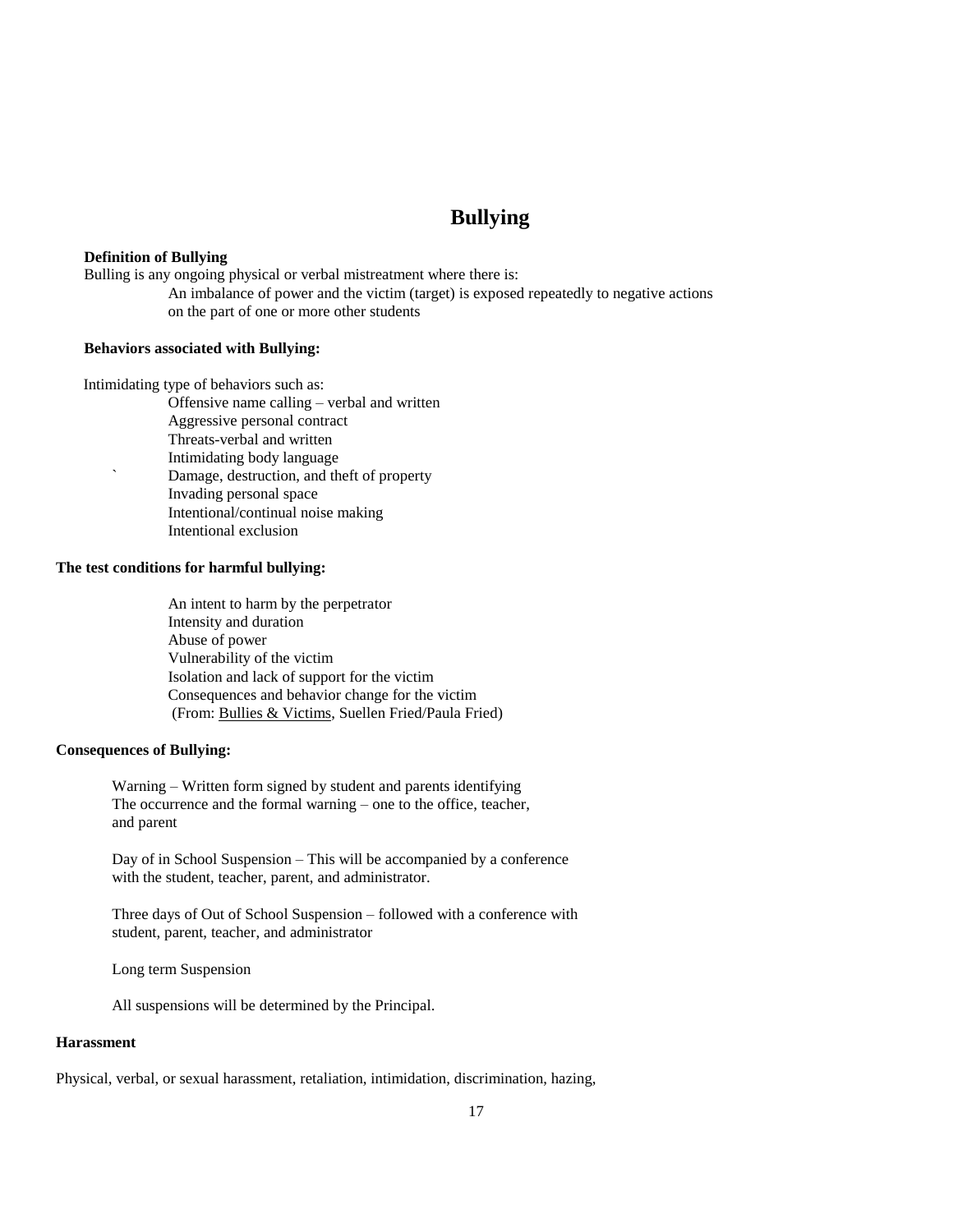# Bullying

**Definition of Bullying**

Bulling is any ongoing physical or verbal mistreatment where there is:

An imbalance of power and the victim (target) is exposed repeatedly to negative actions on the part of one or more other students

**Behaviors associated with Bullying:**

Intimidating type of behaviors such as:

- Offensive name calling – verbal and written
- Aggressive personal contract
- Threats-verbal and written
- Intimidating body language
- Damage, destruction, and theft of property
- Invading personal space
- Intentional/continual noise making
- Intentional exclusion

**The test conditions for harmful bullying:**

- An intent to harm by the perpetrator
- Intensity and duration
- Abuse of power
- Vulnerability of the victim
- Isolation and lack of support for the victim
- Consequences and behavior change for the victim

(From: Bullies & Victims, Suellen Fried/Paula Fried)

**Consequences of Bullying:**

Warning – Written form signed by student and parents identifying The occurrence and the formal warning – one to the office, teacher, and parent

Day of in School Suspension – This will be accompanied by a conference with the student, teacher, parent, and administrator.

Three days of Out of School Suspension – followed with a conference with student, parent, teacher, and administrator

Long term Suspension

All suspensions will be determined by the Principal.

**Harassment**

Physical, verbal, or sexual harassment, retaliation, intimidation, discrimination, hazing,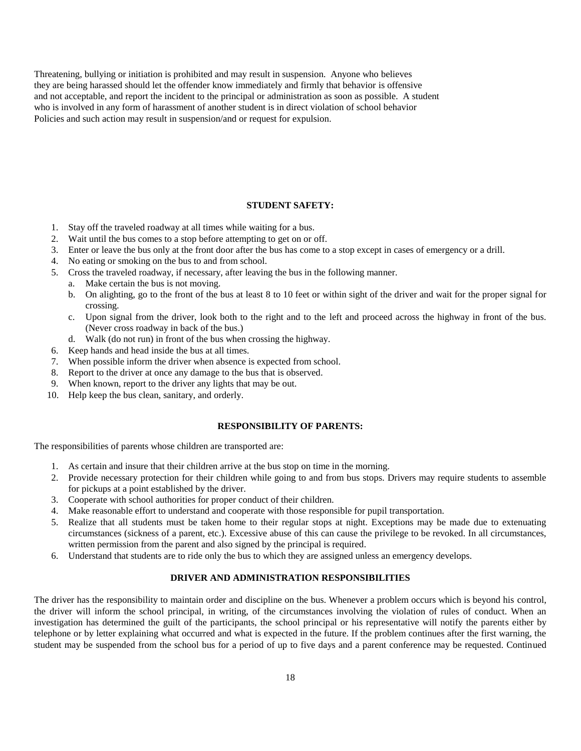Threatening, bullying or initiation is prohibited and may result in suspension. Anyone who believes they are being harassed should let the offender know immediately and firmly that behavior is offensive and not acceptable, and report the incident to the principal or administration as soon as possible. A student who is involved in any form of harassment of another student is in direct violation of school behavior Policies and such action may result in suspension/and or request for expulsion.

**STUDENT SAFETY:**

1. Stay off the traveled roadway at all times while waiting for a bus.
2. Wait until the bus comes to a stop before attempting to get on or off.
3. Enter or leave the bus only at the front door after the bus has come to a stop except in cases of emergency or a drill.
4. No eating or smoking on the bus to and from school.
5. Cross the traveled roadway, if necessary, after leaving the bus in the following manner.
   a. Make certain the bus is not moving.
   b. On alighting, go to the front of the bus at least 8 to 10 feet or within sight of the driver and wait for the proper signal for crossing.
   c. Upon signal from the driver, look both to the right and to the left and proceed across the highway in front of the bus. (Never cross roadway in back of the bus.)
   d. Walk (do not run) in front of the bus when crossing the highway.
6. Keep hands and head inside the bus at all times.
7. When possible inform the driver when absence is expected from school.
8. Report to the driver at once any damage to the bus that is observed.
9. When known, report to the driver any lights that may be out.
10. Help keep the bus clean, sanitary, and orderly.

**RESPONSIBILITY OF PARENTS:**

The responsibilities of parents whose children are transported are:

1. As certain and insure that their children arrive at the bus stop on time in the morning.
2. Provide necessary protection for their children while going to and from bus stops. Drivers may require students to assemble for pickups at a point established by the driver.
3. Cooperate with school authorities for proper conduct of their children.
4. Make reasonable effort to understand and cooperate with those responsible for pupil transportation.
5. Realize that all students must be taken home to their regular stops at night. Exceptions may be made due to extenuating circumstances (sickness of a parent, etc.). Excessive abuse of this can cause the privilege to be revoked. In all circumstances, written permission from the parent and also signed by the principal is required.
6. Understand that students are to ride only the bus to which they are assigned unless an emergency develops.

**DRIVER AND ADMINISTRATION RESPONSIBILITIES**

The driver has the responsibility to maintain order and discipline on the bus. Whenever a problem occurs which is beyond his control, the driver will inform the school principal, in writing, of the circumstances involving the violation of rules of conduct. When an investigation has determined the guilt of the participants, the school principal or his representative will notify the parents either by telephone or by letter explaining what occurred and what is expected in the future. If the problem continues after the first warning, the student may be suspended from the school bus for a period of up to five days and a parent conference may be requested. Continued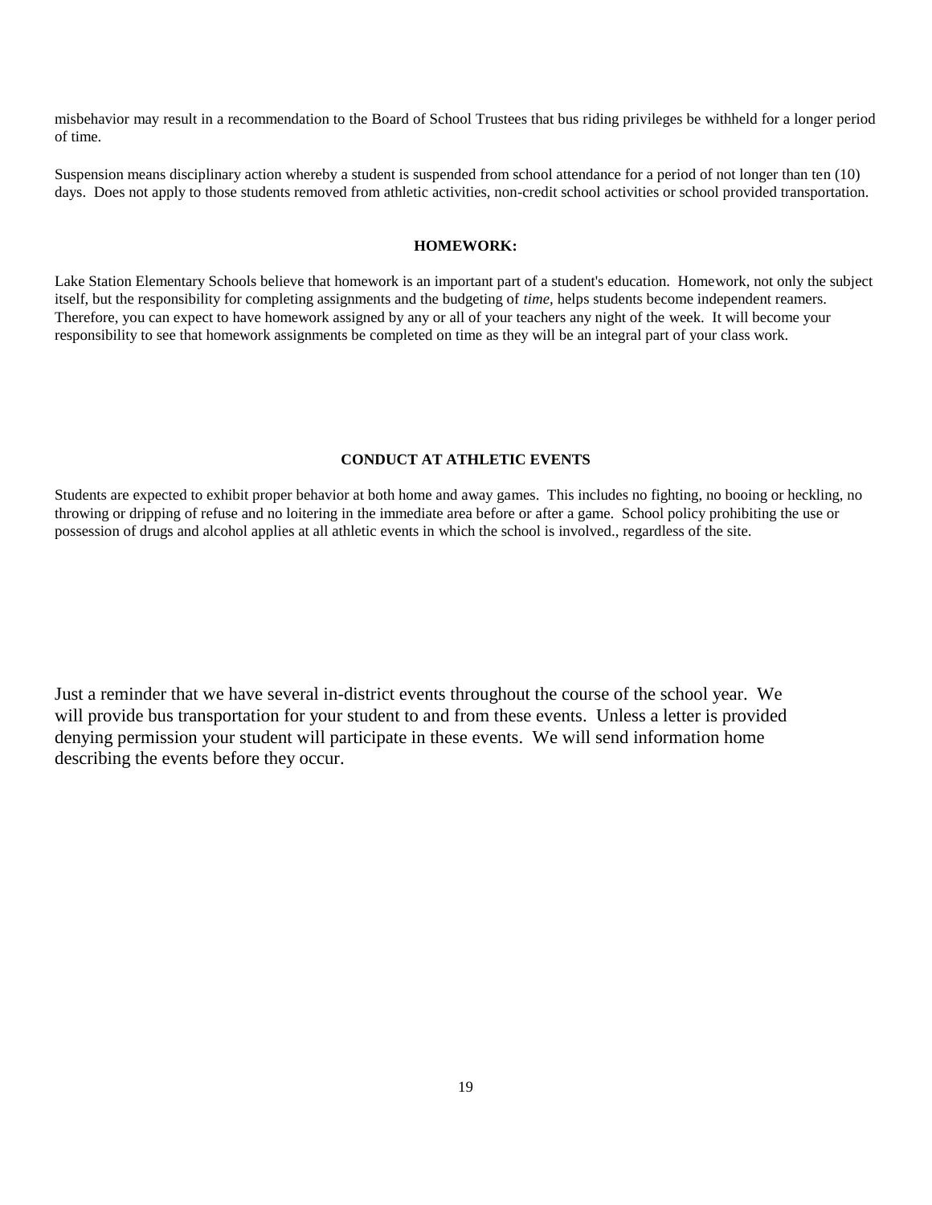misbehavior may result in a recommendation to the Board of School Trustees that bus riding privileges be withheld for a longer period of time.

Suspension means disciplinary action whereby a student is suspended from school attendance for a period of not longer than ten (10) days. Does not apply to those students removed from athletic activities, non-credit school activities or school provided transportation.

## HOMEWORK:

Lake Station Elementary Schools believe that homework is an important part of a student's education. Homework, not only the subject itself, but the responsibility for completing assignments and the budgeting of *time*, helps students become independent reamers. Therefore, you can expect to have homework assigned by any or all of your teachers any night of the week. It will become your responsibility to see that homework assignments be completed on time as they will be an integral part of your class work.

## CONDUCT AT ATHLETIC EVENTS

Students are expected to exhibit proper behavior at both home and away games. This includes no fighting, no booing or heckling, no throwing or dripping of refuse and no loitering in the immediate area before or after a game. School policy prohibiting the use or possession of drugs and alcohol applies at all athletic events in which the school is involved., regardless of the site.

Just a reminder that we have several in-district events throughout the course of the school year. We will provide bus transportation for your student to and from these events. Unless a letter is provided denying permission your student will participate in these events. We will send information home describing the events before they occur.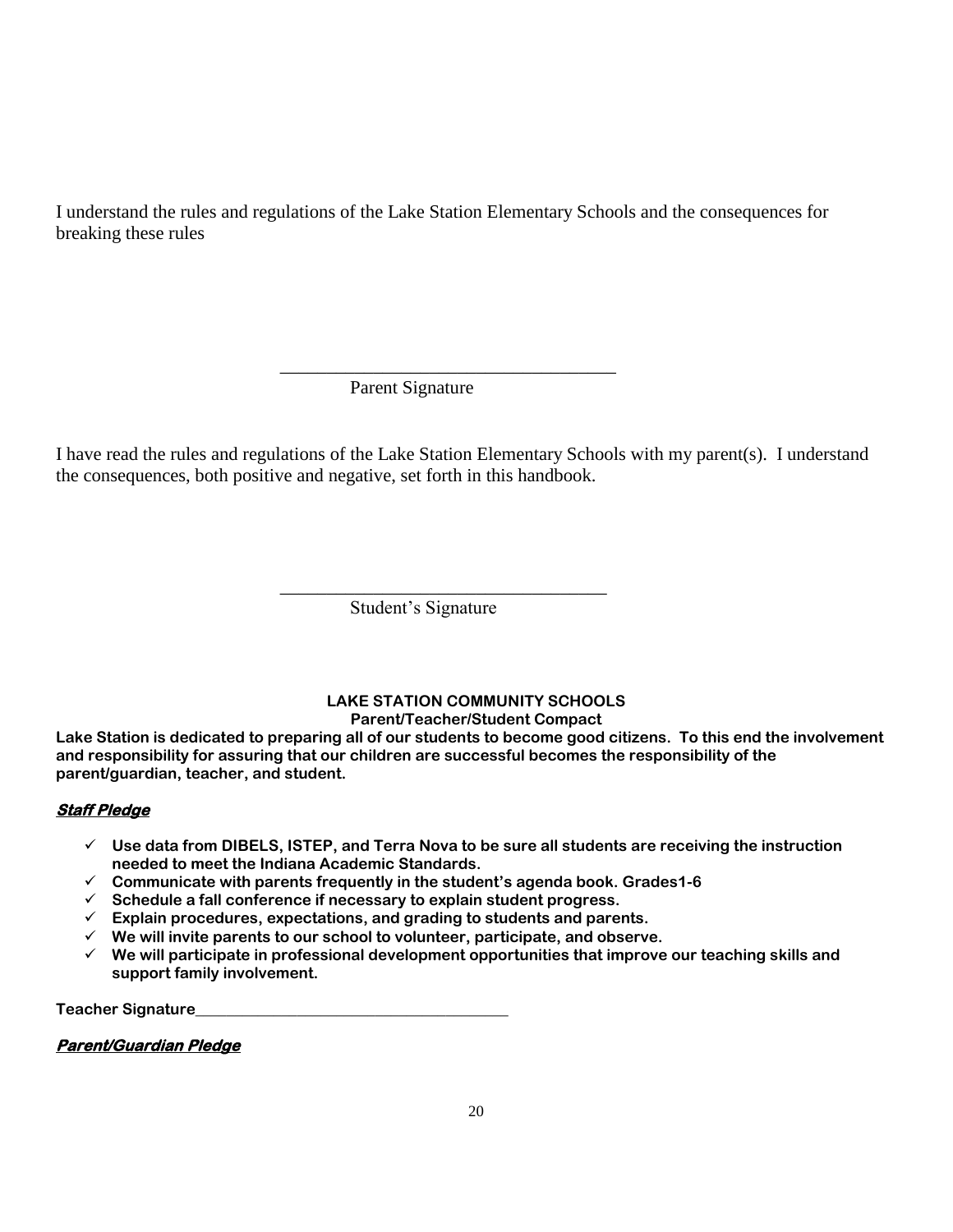I understand the rules and regulations of the Lake Station Elementary Schools and the consequences for breaking these rules

\_\_\_\_\_\_\_\_\_\_\_\_\_\_\_\_\_\_\_\_\_\_\_\_\_\_\_\_\_\_\_\_\_\_\_\_

Parent Signature

I have read the rules and regulations of the Lake Station Elementary Schools with my parent(s). I understand the consequences, both positive and negative, set forth in this handbook.

\_\_\_\_\_\_\_\_\_\_\_\_\_\_\_\_\_\_\_\_\_\_\_\_\_\_\_\_\_\_\_\_\_\_\_\_

Student's Signature

**LAKE STATION COMMUNITY SCHOOLS**

**Parent/Teacher/Student Compact**

**Lake Station is dedicated to preparing all of our students to become good citizens. To this end the involvement and responsibility for assuring that our children are successful becomes the responsibility of the parent/guardian, teacher, and student.**

***Staff Pledge***

- ✓ **Use data from DIBELS, ISTEP, and Terra Nova to be sure all students are receiving the instruction needed to meet the Indiana Academic Standards.**
- ✓ **Communicate with parents frequently in the student's agenda book. Grades1-6**
- ✓ **Schedule a fall conference if necessary to explain student progress.**
- ✓ **Explain procedures, expectations, and grading to students and parents.**
- ✓ **We will invite parents to our school to volunteer, participate, and observe.**
- ✓ **We will participate in professional development opportunities that improve our teaching skills and support family involvement.**

**Teacher Signature\_\_\_\_\_\_\_\_\_\_\_\_\_\_\_\_\_\_\_\_\_\_\_\_\_\_\_\_\_\_\_\_\_\_\_\_\_\_\_\_**

***Parent/Guardian Pledge***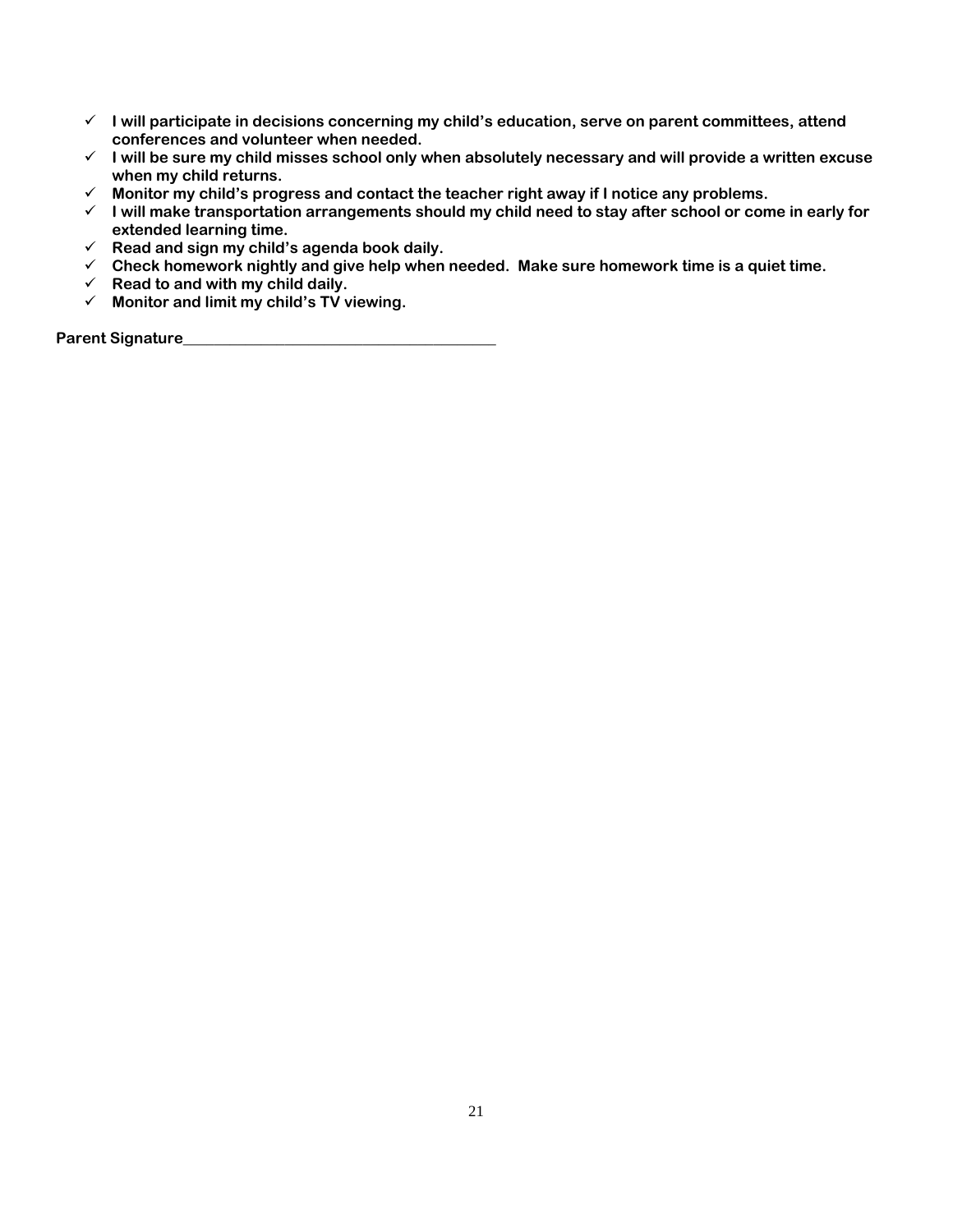- ✓ **I will participate in decisions concerning my child's education, serve on parent committees, attend conferences and volunteer when needed.**
- ✓ **I will be sure my child misses school only when absolutely necessary and will provide a written excuse when my child returns.**
- ✓ **Monitor my child's progress and contact the teacher right away if I notice any problems.**
- ✓ **I will make transportation arrangements should my child need to stay after school or come in early for extended learning time.**
- ✓ **Read and sign my child's agenda book daily.**
- ✓ **Check homework nightly and give help when needed. Make sure homework time is a quiet time.**
- ✓ **Read to and with my child daily.**
- ✓ **Monitor and limit my child's TV viewing.**

**Parent Signature________________________________________**